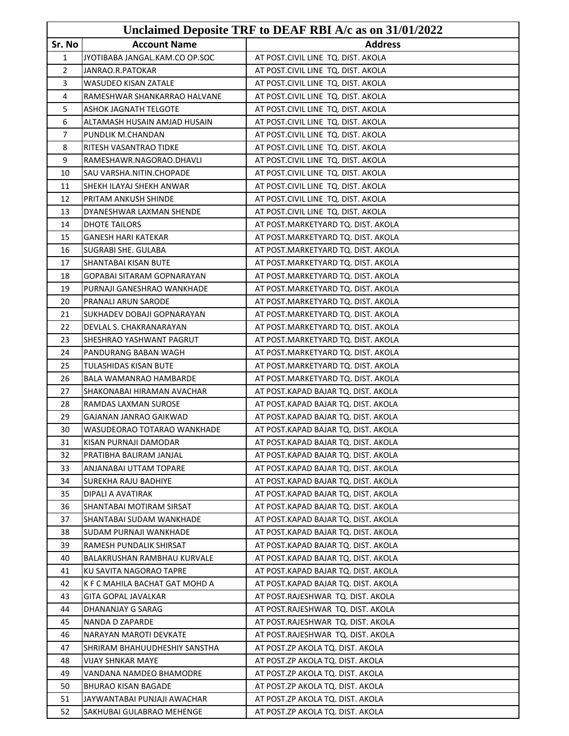# Unclaimed Deposite TRF to DEAF RBI A/c as on 31/01/2022

| Sr. No | Account Name | Address |
|---|---|---|
| 1 | JYOTIBABA JANGAL.KAM.CO OP.SOC | AT POST.CIVIL LINE TQ. DIST. AKOLA |
| 2 | JANRAO.R.PATOKAR | AT POST.CIVIL LINE TQ. DIST. AKOLA |
| 3 | WASUDEO KISAN ZATALE | AT POST.CIVIL LINE TQ. DIST. AKOLA |
| 4 | RAMESHWAR SHANKARRAO HALVANE | AT POST.CIVIL LINE TQ. DIST. AKOLA |
| 5 | ASHOK JAGNATH TELGOTE | AT POST.CIVIL LINE TQ. DIST. AKOLA |
| 6 | ALTAMASH HUSAIN AMJAD HUSAIN | AT POST.CIVIL LINE TQ. DIST. AKOLA |
| 7 | PUNDLIK M.CHANDAN | AT POST.CIVIL LINE TQ. DIST. AKOLA |
| 8 | RITESH VASANTRAO TIDKE | AT POST.CIVIL LINE TQ. DIST. AKOLA |
| 9 | RAMESHAWR.NAGORAO.DHAVLI | AT POST.CIVIL LINE TQ. DIST. AKOLA |
| 10 | SAU VARSHA.NITIN.CHOPADE | AT POST.CIVIL LINE TQ. DIST. AKOLA |
| 11 | SHEKH ILAYAJ SHEKH ANWAR | AT POST.CIVIL LINE TQ. DIST. AKOLA |
| 12 | PRITAM ANKUSH SHINDE | AT POST.CIVIL LINE TQ. DIST. AKOLA |
| 13 | DYANESHWAR LAXMAN SHENDE | AT POST.CIVIL LINE TQ. DIST. AKOLA |
| 14 | DHOTE TAILORS | AT POST.MARKETYARD TQ. DIST. AKOLA |
| 15 | GANESH HARI KATEKAR | AT POST.MARKETYARD TQ. DIST. AKOLA |
| 16 | SUGRABI SHE. GULABA | AT POST.MARKETYARD TQ. DIST. AKOLA |
| 17 | SHANTABAI KISAN BUTE | AT POST.MARKETYARD TQ. DIST. AKOLA |
| 18 | GOPABAI SITARAM GOPNARAYAN | AT POST.MARKETYARD TQ. DIST. AKOLA |
| 19 | PURNAJI GANESHRAO WANKHADE | AT POST.MARKETYARD TQ. DIST. AKOLA |
| 20 | PRANALI ARUN SARODE | AT POST.MARKETYARD TQ. DIST. AKOLA |
| 21 | SUKHADEV DOBAJI GOPNARAYAN | AT POST.MARKETYARD TQ. DIST. AKOLA |
| 22 | DEVLAL S. CHAKRANARAYAN | AT POST.MARKETYARD TQ. DIST. AKOLA |
| 23 | SHESHRAO YASHWANT PAGRUT | AT POST.MARKETYARD TQ. DIST. AKOLA |
| 24 | PANDURANG BABAN WAGH | AT POST.MARKETYARD TQ. DIST. AKOLA |
| 25 | TULASHIDAS KISAN BUTE | AT POST.MARKETYARD TQ. DIST. AKOLA |
| 26 | BALA WAMANRAO HAMBARDE | AT POST.MARKETYARD TQ. DIST. AKOLA |
| 27 | SHAKONABAI HIRAMAN AVACHAR | AT POST.KAPAD BAJAR TQ. DIST. AKOLA |
| 28 | RAMDAS LAXMAN SUROSE | AT POST.KAPAD BAJAR TQ. DIST. AKOLA |
| 29 | GAJANAN JANRAO GAIKWAD | AT POST.KAPAD BAJAR TQ. DIST. AKOLA |
| 30 | WASUDEORAO TOTARAO WANKHADE | AT POST.KAPAD BAJAR TQ. DIST. AKOLA |
| 31 | KISAN PURNAJI DAMODAR | AT POST.KAPAD BAJAR TQ. DIST. AKOLA |
| 32 | PRATIBHA BALIRAM JANJAL | AT POST.KAPAD BAJAR TQ. DIST. AKOLA |
| 33 | ANJANABAI UTTAM TOPARE | AT POST.KAPAD BAJAR TQ. DIST. AKOLA |
| 34 | SUREKHA RAJU BADHIYE | AT POST.KAPAD BAJAR TQ. DIST. AKOLA |
| 35 | DIPALI A AVATIRAK | AT POST.KAPAD BAJAR TQ. DIST. AKOLA |
| 36 | SHANTABAI MOTIRAM SIRSAT | AT POST.KAPAD BAJAR TQ. DIST. AKOLA |
| 37 | SHANTABAI SUDAM WANKHADE | AT POST.KAPAD BAJAR TQ. DIST. AKOLA |
| 38 | SUDAM PURNAJI WANKHADE | AT POST.KAPAD BAJAR TQ. DIST. AKOLA |
| 39 | RAMESH PUNDALIK SHIRSAT | AT POST.KAPAD BAJAR TQ. DIST. AKOLA |
| 40 | BALAKRUSHAN RAMBHAU KURVALE | AT POST.KAPAD BAJAR TQ. DIST. AKOLA |
| 41 | KU SAVITA NAGORAO TAPRE | AT POST.KAPAD BAJAR TQ. DIST. AKOLA |
| 42 | K F C MAHILA BACHAT GAT MOHD A | AT POST.KAPAD BAJAR TQ. DIST. AKOLA |
| 43 | GITA GOPAL JAVALKAR | AT POST.RAJESHWAR TQ. DIST. AKOLA |
| 44 | DHANANJAY G SARAG | AT POST.RAJESHWAR TQ. DIST. AKOLA |
| 45 | NANDA D ZAPARDE | AT POST.RAJESHWAR TQ. DIST. AKOLA |
| 46 | NARAYAN MAROTI DEVKATE | AT POST.RAJESHWAR TQ. DIST. AKOLA |
| 47 | SHRIRAM BHAHUUDHESHIY SANSTHA | AT POST.ZP AKOLA TQ. DIST. AKOLA |
| 48 | VIJAY SHNKAR MAYE | AT POST.ZP AKOLA TQ. DIST. AKOLA |
| 49 | VANDANA NAMDEO BHAMODRE | AT POST.ZP AKOLA TQ. DIST. AKOLA |
| 50 | BHURAO KISAN BAGADE | AT POST.ZP AKOLA TQ. DIST. AKOLA |
| 51 | JAYWANTABAI PUNJAJI AWACHAR | AT POST.ZP AKOLA TQ. DIST. AKOLA |
| 52 | SAKHUBAI GULABRAO MEHENGE | AT POST.ZP AKOLA TQ. DIST. AKOLA |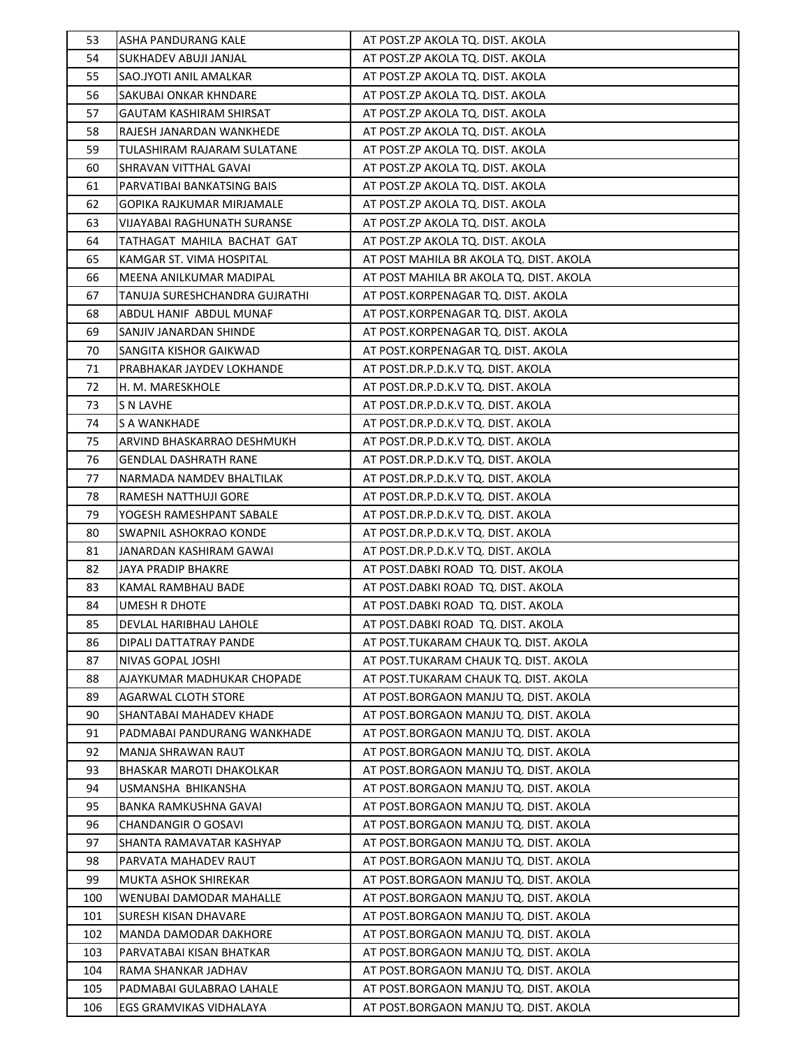| 53 | ASHA PANDURANG KALE | AT POST.ZP AKOLA TQ. DIST. AKOLA |
|---|---|---|
| 54 | SUKHADEV ABUJI JANJAL | AT POST.ZP AKOLA TQ. DIST. AKOLA |
| 55 | SAO.JYOTI ANIL AMALKAR | AT POST.ZP AKOLA TQ. DIST. AKOLA |
| 56 | SAKUBAI ONKAR KHNDARE | AT POST.ZP AKOLA TQ. DIST. AKOLA |
| 57 | GAUTAM KASHIRAM SHIRSAT | AT POST.ZP AKOLA TQ. DIST. AKOLA |
| 58 | RAJESH JANARDAN WANKHEDE | AT POST.ZP AKOLA TQ. DIST. AKOLA |
| 59 | TULASHIRAM RAJARAM SULATANE | AT POST.ZP AKOLA TQ. DIST. AKOLA |
| 60 | SHRAVAN VITTHAL GAVAI | AT POST.ZP AKOLA TQ. DIST. AKOLA |
| 61 | PARVATIBAI BANKATSING BAIS | AT POST.ZP AKOLA TQ. DIST. AKOLA |
| 62 | GOPIKA RAJKUMAR MIRJAMALE | AT POST.ZP AKOLA TQ. DIST. AKOLA |
| 63 | VIJAYABAI RAGHUNATH SURANSE | AT POST.ZP AKOLA TQ. DIST. AKOLA |
| 64 | TATHAGAT MAHILA BACHAT GAT | AT POST.ZP AKOLA TQ. DIST. AKOLA |
| 65 | KAMGAR ST. VIMA HOSPITAL | AT POST MAHILA BR AKOLA TQ. DIST. AKOLA |
| 66 | MEENA ANILKUMAR MADIPAL | AT POST MAHILA BR AKOLA TQ. DIST. AKOLA |
| 67 | TANUJA SURESHCHANDRA GUJRATHI | AT POST.KORPENAGAR TQ. DIST. AKOLA |
| 68 | ABDUL HANIF ABDUL MUNAF | AT POST.KORPENAGAR TQ. DIST. AKOLA |
| 69 | SANJIV JANARDAN SHINDE | AT POST.KORPENAGAR TQ. DIST. AKOLA |
| 70 | SANGITA KISHOR GAIKWAD | AT POST.KORPENAGAR TQ. DIST. AKOLA |
| 71 | PRABHAKAR JAYDEV LOKHANDE | AT POST.DR.P.D.K.V TQ. DIST. AKOLA |
| 72 | H. M. MARESKHOLE | AT POST.DR.P.D.K.V TQ. DIST. AKOLA |
| 73 | S N LAVHE | AT POST.DR.P.D.K.V TQ. DIST. AKOLA |
| 74 | S A WANKHADE | AT POST.DR.P.D.K.V TQ. DIST. AKOLA |
| 75 | ARVIND BHASKARRAO DESHMUKH | AT POST.DR.P.D.K.V TQ. DIST. AKOLA |
| 76 | GENDLAL DASHRATH RANE | AT POST.DR.P.D.K.V TQ. DIST. AKOLA |
| 77 | NARMADA NAMDEV BHALTILAK | AT POST.DR.P.D.K.V TQ. DIST. AKOLA |
| 78 | RAMESH NATTHUJI GORE | AT POST.DR.P.D.K.V TQ. DIST. AKOLA |
| 79 | YOGESH RAMESHPANT SABALE | AT POST.DR.P.D.K.V TQ. DIST. AKOLA |
| 80 | SWAPNIL ASHOKRAO KONDE | AT POST.DR.P.D.K.V TQ. DIST. AKOLA |
| 81 | JANARDAN KASHIRAM GAWAI | AT POST.DR.P.D.K.V TQ. DIST. AKOLA |
| 82 | JAYA PRADIP BHAKRE | AT POST.DABKI ROAD TQ. DIST. AKOLA |
| 83 | KAMAL RAMBHAU BADE | AT POST.DABKI ROAD TQ. DIST. AKOLA |
| 84 | UMESH R DHOTE | AT POST.DABKI ROAD TQ. DIST. AKOLA |
| 85 | DEVLAL HARIBHAU LAHOLE | AT POST.DABKI ROAD TQ. DIST. AKOLA |
| 86 | DIPALI DATTATRAY PANDE | AT POST.TUKARAM CHAUK TQ. DIST. AKOLA |
| 87 | NIVAS GOPAL JOSHI | AT POST.TUKARAM CHAUK TQ. DIST. AKOLA |
| 88 | AJAYKUMAR MADHUKAR CHOPADE | AT POST.TUKARAM CHAUK TQ. DIST. AKOLA |
| 89 | AGARWAL CLOTH STORE | AT POST.BORGAON MANJU TQ. DIST. AKOLA |
| 90 | SHANTABAI MAHADEV KHADE | AT POST.BORGAON MANJU TQ. DIST. AKOLA |
| 91 | PADMABAI PANDURANG WANKHADE | AT POST.BORGAON MANJU TQ. DIST. AKOLA |
| 92 | MANJA SHRAWAN RAUT | AT POST.BORGAON MANJU TQ. DIST. AKOLA |
| 93 | BHASKAR MAROTI DHAKOLKAR | AT POST.BORGAON MANJU TQ. DIST. AKOLA |
| 94 | USMANSHA BHIKANSHA | AT POST.BORGAON MANJU TQ. DIST. AKOLA |
| 95 | BANKA RAMKUSHNA GAVAI | AT POST.BORGAON MANJU TQ. DIST. AKOLA |
| 96 | CHANDANGIR O GOSAVI | AT POST.BORGAON MANJU TQ. DIST. AKOLA |
| 97 | SHANTA RAMAVATAR KASHYAP | AT POST.BORGAON MANJU TQ. DIST. AKOLA |
| 98 | PARVATA MAHADEV RAUT | AT POST.BORGAON MANJU TQ. DIST. AKOLA |
| 99 | MUKTA ASHOK SHIREKAR | AT POST.BORGAON MANJU TQ. DIST. AKOLA |
| 100 | WENUBAI DAMODAR MAHALLE | AT POST.BORGAON MANJU TQ. DIST. AKOLA |
| 101 | SURESH KISAN DHAVARE | AT POST.BORGAON MANJU TQ. DIST. AKOLA |
| 102 | MANDA DAMODAR DAKHORE | AT POST.BORGAON MANJU TQ. DIST. AKOLA |
| 103 | PARVATABAI KISAN BHATKAR | AT POST.BORGAON MANJU TQ. DIST. AKOLA |
| 104 | RAMA SHANKAR JADHAV | AT POST.BORGAON MANJU TQ. DIST. AKOLA |
| 105 | PADMABAI GULABRAO LAHALE | AT POST.BORGAON MANJU TQ. DIST. AKOLA |
| 106 | EGS GRAMVIKAS VIDHALAYA | AT POST.BORGAON MANJU TQ. DIST. AKOLA |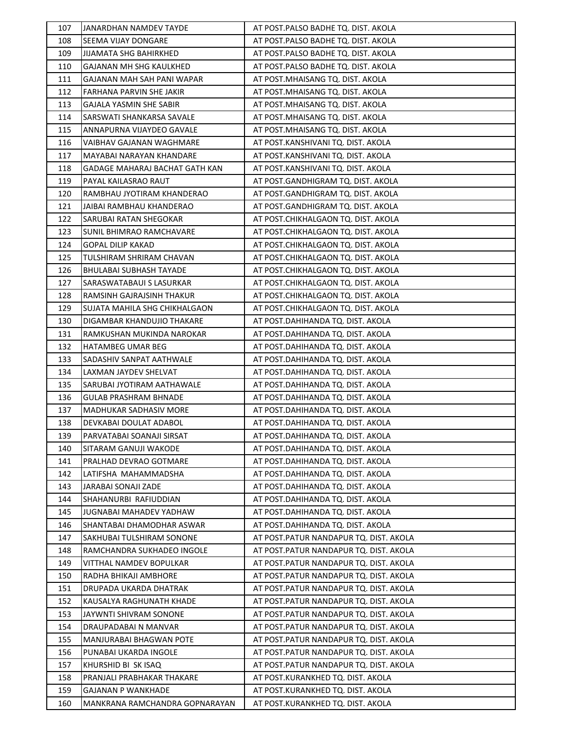| | | |
|---|---|---|
| 107 | JANARDHAN NAMDEV TAYDE | AT POST.PALSO BADHE TQ. DIST. AKOLA |
| 108 | SEEMA VIJAY DONGARE | AT POST.PALSO BADHE TQ. DIST. AKOLA |
| 109 | JIJAMATA SHG BAHIRKHED | AT POST.PALSO BADHE TQ. DIST. AKOLA |
| 110 | GAJANAN MH SHG KAULKHED | AT POST.PALSO BADHE TQ. DIST. AKOLA |
| 111 | GAJANAN MAH SAH PANI WAPAR | AT POST.MHAISANG TQ. DIST. AKOLA |
| 112 | FARHANA PARVIN SHE JAKIR | AT POST.MHAISANG TQ. DIST. AKOLA |
| 113 | GAJALA YASMIN SHE SABIR | AT POST.MHAISANG TQ. DIST. AKOLA |
| 114 | SARSWATI SHANKARSA SAVALE | AT POST.MHAISANG TQ. DIST. AKOLA |
| 115 | ANNAPURNA VIJAYDEO GAVALE | AT POST.MHAISANG TQ. DIST. AKOLA |
| 116 | VAIBHAV GAJANAN WAGHMARE | AT POST.KANSHIVANI TQ. DIST. AKOLA |
| 117 | MAYABAI NARAYAN KHANDARE | AT POST.KANSHIVANI TQ. DIST. AKOLA |
| 118 | GADAGE MAHARAJ BACHAT GATH KAN | AT POST.KANSHIVANI TQ. DIST. AKOLA |
| 119 | PAYAL KAILASRAO RAUT | AT POST.GANDHIGRAM TQ. DIST. AKOLA |
| 120 | RAMBHAU JYOTIRAM KHANDERAO | AT POST.GANDHIGRAM TQ. DIST. AKOLA |
| 121 | JAIBAI RAMBHAU KHANDERAO | AT POST.GANDHIGRAM TQ. DIST. AKOLA |
| 122 | SARUBAI RATAN SHEGOKAR | AT POST.CHIKHALGAON TQ. DIST. AKOLA |
| 123 | SUNIL BHIMRAO RAMCHAVARE | AT POST.CHIKHALGAON TQ. DIST. AKOLA |
| 124 | GOPAL DILIP KAKAD | AT POST.CHIKHALGAON TQ. DIST. AKOLA |
| 125 | TULSHIRAM SHRIRAM CHAVAN | AT POST.CHIKHALGAON TQ. DIST. AKOLA |
| 126 | BHULABAI SUBHASH TAYADE | AT POST.CHIKHALGAON TQ. DIST. AKOLA |
| 127 | SARASWATABAUI S LASURKAR | AT POST.CHIKHALGAON TQ. DIST. AKOLA |
| 128 | RAMSINH GAJRAJSINH THAKUR | AT POST.CHIKHALGAON TQ. DIST. AKOLA |
| 129 | SUJATA MAHILA SHG CHIKHALGAON | AT POST.CHIKHALGAON TQ. DIST. AKOLA |
| 130 | DIGAMBAR KHANDUJIO THAKARE | AT POST.DAHIHANDA TQ. DIST. AKOLA |
| 131 | RAMKUSHAN MUKINDA NAROKAR | AT POST.DAHIHANDA TQ. DIST. AKOLA |
| 132 | HATAMBEG UMAR BEG | AT POST.DAHIHANDA TQ. DIST. AKOLA |
| 133 | SADASHIV SANPAT AATHWALE | AT POST.DAHIHANDA TQ. DIST. AKOLA |
| 134 | LAXMAN JAYDEV SHELVAT | AT POST.DAHIHANDA TQ. DIST. AKOLA |
| 135 | SARUBAI JYOTIRAM AATHAWALE | AT POST.DAHIHANDA TQ. DIST. AKOLA |
| 136 | GULAB PRASHRAM BHNADE | AT POST.DAHIHANDA TQ. DIST. AKOLA |
| 137 | MADHUKAR SADHASIV MORE | AT POST.DAHIHANDA TQ. DIST. AKOLA |
| 138 | DEVKABAI DOULAT ADABOL | AT POST.DAHIHANDA TQ. DIST. AKOLA |
| 139 | PARVATABAI SOANAJI SIRSAT | AT POST.DAHIHANDA TQ. DIST. AKOLA |
| 140 | SITARAM GANUJI WAKODE | AT POST.DAHIHANDA TQ. DIST. AKOLA |
| 141 | PRALHAD DEVRAO GOTMARE | AT POST.DAHIHANDA TQ. DIST. AKOLA |
| 142 | LATIFSHA MAHAMMADSHA | AT POST.DAHIHANDA TQ. DIST. AKOLA |
| 143 | JARABAI SONAJI ZADE | AT POST.DAHIHANDA TQ. DIST. AKOLA |
| 144 | SHAHANURBI RAFIUDDIAN | AT POST.DAHIHANDA TQ. DIST. AKOLA |
| 145 | JUGNABAI MAHADEV YADHAW | AT POST.DAHIHANDA TQ. DIST. AKOLA |
| 146 | SHANTABAI DHAMODHAR ASWAR | AT POST.DAHIHANDA TQ. DIST. AKOLA |
| 147 | SAKHUBAI TULSHIRAM SONONE | AT POST.PATUR NANDAPUR TQ. DIST. AKOLA |
| 148 | RAMCHANDRA SUKHADEO INGOLE | AT POST.PATUR NANDAPUR TQ. DIST. AKOLA |
| 149 | VITTHAL NAMDEV BOPULKAR | AT POST.PATUR NANDAPUR TQ. DIST. AKOLA |
| 150 | RADHA BHIKAJI AMBHORE | AT POST.PATUR NANDAPUR TQ. DIST. AKOLA |
| 151 | DRUPADA UKARDA DHATRAK | AT POST.PATUR NANDAPUR TQ. DIST. AKOLA |
| 152 | KAUSALYA RAGHUNATH KHADE | AT POST.PATUR NANDAPUR TQ. DIST. AKOLA |
| 153 | JAYWNTI SHIVRAM SONONE | AT POST.PATUR NANDAPUR TQ. DIST. AKOLA |
| 154 | DRAUPADABAI N MANVAR | AT POST.PATUR NANDAPUR TQ. DIST. AKOLA |
| 155 | MANJURABAI BHAGWAN POTE | AT POST.PATUR NANDAPUR TQ. DIST. AKOLA |
| 156 | PUNABAI UKARDA INGOLE | AT POST.PATUR NANDAPUR TQ. DIST. AKOLA |
| 157 | KHURSHID BI SK ISAQ | AT POST.PATUR NANDAPUR TQ. DIST. AKOLA |
| 158 | PRANJALI PRABHAKAR THAKARE | AT POST.KURANKHED TQ. DIST. AKOLA |
| 159 | GAJANAN P WANKHADE | AT POST.KURANKHED TQ. DIST. AKOLA |
| 160 | MANKRANA RAMCHANDRA GOPNARAYAN | AT POST.KURANKHED TQ. DIST. AKOLA |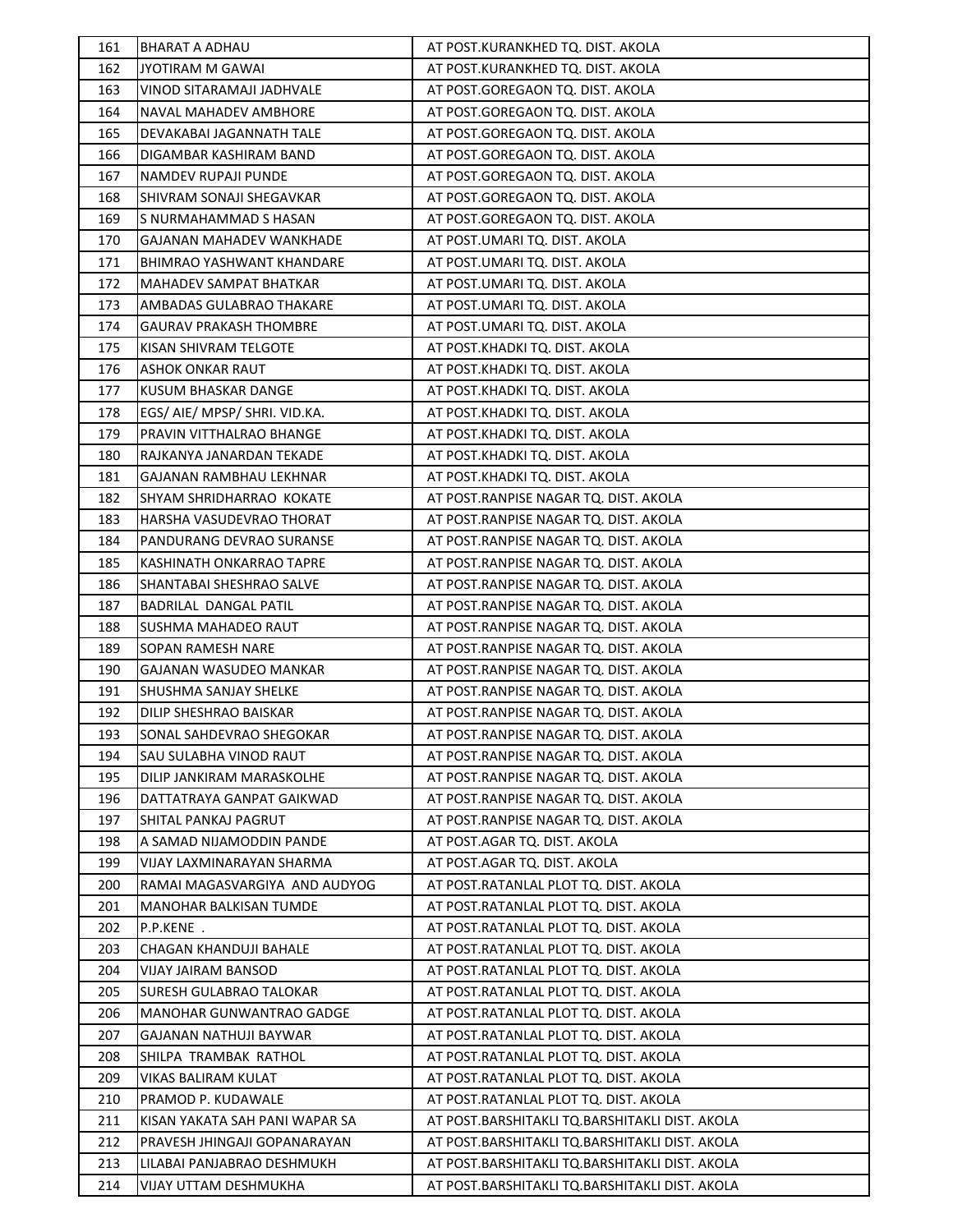| 161 | BHARAT A ADHAU | AT POST.KURANKHED TQ. DIST. AKOLA |
|---|---|---|
| 162 | JYOTIRAM M GAWAI | AT POST.KURANKHED TQ. DIST. AKOLA |
| 163 | VINOD SITARAMAJI JADHVALE | AT POST.GOREGAON TQ. DIST. AKOLA |
| 164 | NAVAL MAHADEV AMBHORE | AT POST.GOREGAON TQ. DIST. AKOLA |
| 165 | DEVAKABAI JAGANNATH TALE | AT POST.GOREGAON TQ. DIST. AKOLA |
| 166 | DIGAMBAR KASHIRAM BAND | AT POST.GOREGAON TQ. DIST. AKOLA |
| 167 | NAMDEV RUPAJI PUNDE | AT POST.GOREGAON TQ. DIST. AKOLA |
| 168 | SHIVRAM SONAJI SHEGAVKAR | AT POST.GOREGAON TQ. DIST. AKOLA |
| 169 | S NURMAHAMMAD S HASAN | AT POST.GOREGAON TQ. DIST. AKOLA |
| 170 | GAJANAN MAHADEV WANKHADE | AT POST.UMARI TQ. DIST. AKOLA |
| 171 | BHIMRAO YASHWANT KHANDARE | AT POST.UMARI TQ. DIST. AKOLA |
| 172 | MAHADEV SAMPAT BHATKAR | AT POST.UMARI TQ. DIST. AKOLA |
| 173 | AMBADAS GULABRAO THAKARE | AT POST.UMARI TQ. DIST. AKOLA |
| 174 | GAURAV PRAKASH THOMBRE | AT POST.UMARI TQ. DIST. AKOLA |
| 175 | KISAN SHIVRAM TELGOTE | AT POST.KHADKI TQ. DIST. AKOLA |
| 176 | ASHOK ONKAR RAUT | AT POST.KHADKI TQ. DIST. AKOLA |
| 177 | KUSUM BHASKAR DANGE | AT POST.KHADKI TQ. DIST. AKOLA |
| 178 | EGS/ AIE/ MPSP/ SHRI. VID.KA. | AT POST.KHADKI TQ. DIST. AKOLA |
| 179 | PRAVIN VITTHALRAO BHANGE | AT POST.KHADKI TQ. DIST. AKOLA |
| 180 | RAJKANYA JANARDAN TEKADE | AT POST.KHADKI TQ. DIST. AKOLA |
| 181 | GAJANAN RAMBHAU LEKHNAR | AT POST.KHADKI TQ. DIST. AKOLA |
| 182 | SHYAM SHRIDHARRAO KOKATE | AT POST.RANPISE NAGAR TQ. DIST. AKOLA |
| 183 | HARSHA VASUDEVRAO THORAT | AT POST.RANPISE NAGAR TQ. DIST. AKOLA |
| 184 | PANDURANG DEVRAO SURANSE | AT POST.RANPISE NAGAR TQ. DIST. AKOLA |
| 185 | KASHINATH ONKARRAO TAPRE | AT POST.RANPISE NAGAR TQ. DIST. AKOLA |
| 186 | SHANTABAI SHESHRAO SALVE | AT POST.RANPISE NAGAR TQ. DIST. AKOLA |
| 187 | BADRILAL DANGAL PATIL | AT POST.RANPISE NAGAR TQ. DIST. AKOLA |
| 188 | SUSHMA MAHADEO RAUT | AT POST.RANPISE NAGAR TQ. DIST. AKOLA |
| 189 | SOPAN RAMESH NARE | AT POST.RANPISE NAGAR TQ. DIST. AKOLA |
| 190 | GAJANAN WASUDEO MANKAR | AT POST.RANPISE NAGAR TQ. DIST. AKOLA |
| 191 | SHUSHMA SANJAY SHELKE | AT POST.RANPISE NAGAR TQ. DIST. AKOLA |
| 192 | DILIP SHESHRAO BAISKAR | AT POST.RANPISE NAGAR TQ. DIST. AKOLA |
| 193 | SONAL SAHDEVRAO SHEGOKAR | AT POST.RANPISE NAGAR TQ. DIST. AKOLA |
| 194 | SAU SULABHA VINOD RAUT | AT POST.RANPISE NAGAR TQ. DIST. AKOLA |
| 195 | DILIP JANKIRAM MARASKOLHE | AT POST.RANPISE NAGAR TQ. DIST. AKOLA |
| 196 | DATTATRAYA GANPAT GAIKWAD | AT POST.RANPISE NAGAR TQ. DIST. AKOLA |
| 197 | SHITAL PANKAJ PAGRUT | AT POST.RANPISE NAGAR TQ. DIST. AKOLA |
| 198 | A SAMAD NIJAMODDIN PANDE | AT POST.AGAR TQ. DIST. AKOLA |
| 199 | VIJAY LAXMINARAYAN SHARMA | AT POST.AGAR TQ. DIST. AKOLA |
| 200 | RAMAI MAGASVARGIYA AND AUDYOG | AT POST.RATANLAL PLOT TQ. DIST. AKOLA |
| 201 | MANOHAR BALKISAN TUMDE | AT POST.RATANLAL PLOT TQ. DIST. AKOLA |
| 202 | P.P.KENE . | AT POST.RATANLAL PLOT TQ. DIST. AKOLA |
| 203 | CHAGAN KHANDUJI BAHALE | AT POST.RATANLAL PLOT TQ. DIST. AKOLA |
| 204 | VIJAY JAIRAM BANSOD | AT POST.RATANLAL PLOT TQ. DIST. AKOLA |
| 205 | SURESH GULABRAO TALOKAR | AT POST.RATANLAL PLOT TQ. DIST. AKOLA |
| 206 | MANOHAR GUNWANTRAO GADGE | AT POST.RATANLAL PLOT TQ. DIST. AKOLA |
| 207 | GAJANAN NATHUJI BAYWAR | AT POST.RATANLAL PLOT TQ. DIST. AKOLA |
| 208 | SHILPA TRAMBAK RATHOL | AT POST.RATANLAL PLOT TQ. DIST. AKOLA |
| 209 | VIKAS BALIRAM KULAT | AT POST.RATANLAL PLOT TQ. DIST. AKOLA |
| 210 | PRAMOD P. KUDAWALE | AT POST.RATANLAL PLOT TQ. DIST. AKOLA |
| 211 | KISAN YAKATA SAH PANI WAPAR SA | AT POST.BARSHITAKLI TQ.BARSHITAKLI DIST. AKOLA |
| 212 | PRAVESH JHINGAJI GOPANARAYAN | AT POST.BARSHITAKLI TQ.BARSHITAKLI DIST. AKOLA |
| 213 | LILABAI PANJABRAO DESHMUKH | AT POST.BARSHITAKLI TQ.BARSHITAKLI DIST. AKOLA |
| 214 | VIJAY UTTAM DESHMUKHA | AT POST.BARSHITAKLI TQ.BARSHITAKLI DIST. AKOLA |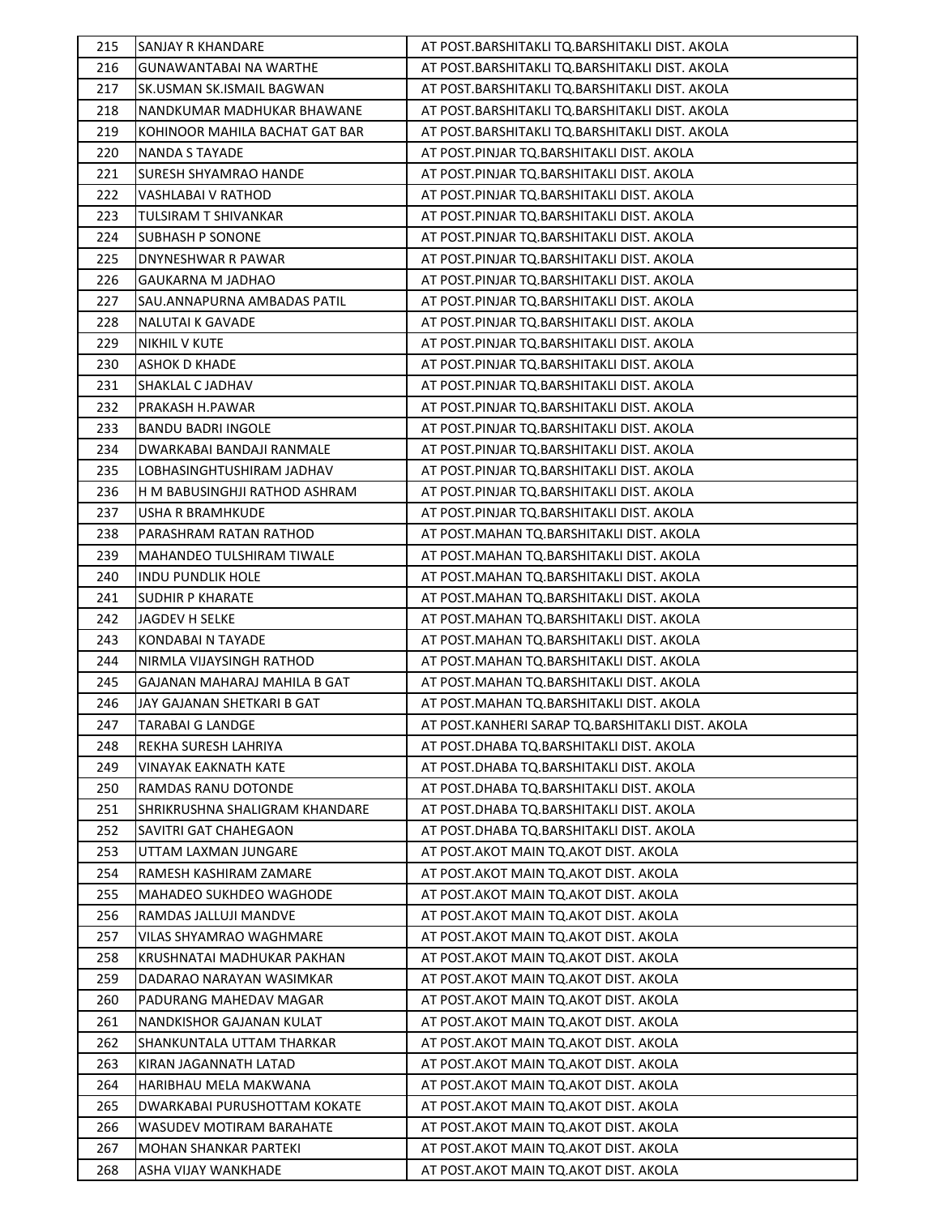| 215 | SANJAY R KHANDARE | AT POST.BARSHITAKLI TQ.BARSHITAKLI DIST. AKOLA |
|---|---|---|
| 216 | GUNAWANTABAI NA WARTHE | AT POST.BARSHITAKLI TQ.BARSHITAKLI DIST. AKOLA |
| 217 | SK.USMAN SK.ISMAIL BAGWAN | AT POST.BARSHITAKLI TQ.BARSHITAKLI DIST. AKOLA |
| 218 | NANDKUMAR MADHUKAR BHAWANE | AT POST.BARSHITAKLI TQ.BARSHITAKLI DIST. AKOLA |
| 219 | KOHINOOR MAHILA BACHAT GAT BAR | AT POST.BARSHITAKLI TQ.BARSHITAKLI DIST. AKOLA |
| 220 | NANDA S TAYADE | AT POST.PINJAR TQ.BARSHITAKLI DIST. AKOLA |
| 221 | SURESH SHYAMRAO HANDE | AT POST.PINJAR TQ.BARSHITAKLI DIST. AKOLA |
| 222 | VASHLABAI V RATHOD | AT POST.PINJAR TQ.BARSHITAKLI DIST. AKOLA |
| 223 | TULSIRAM T SHIVANKAR | AT POST.PINJAR TQ.BARSHITAKLI DIST. AKOLA |
| 224 | SUBHASH P SONONE | AT POST.PINJAR TQ.BARSHITAKLI DIST. AKOLA |
| 225 | DNYNESHWAR R PAWAR | AT POST.PINJAR TQ.BARSHITAKLI DIST. AKOLA |
| 226 | GAUKARNA M JADHAO | AT POST.PINJAR TQ.BARSHITAKLI DIST. AKOLA |
| 227 | SAU.ANNAPURNA AMBADAS PATIL | AT POST.PINJAR TQ.BARSHITAKLI DIST. AKOLA |
| 228 | NALUTAI K GAVADE | AT POST.PINJAR TQ.BARSHITAKLI DIST. AKOLA |
| 229 | NIKHIL V KUTE | AT POST.PINJAR TQ.BARSHITAKLI DIST. AKOLA |
| 230 | ASHOK D KHADE | AT POST.PINJAR TQ.BARSHITAKLI DIST. AKOLA |
| 231 | SHAKLAL C JADHAV | AT POST.PINJAR TQ.BARSHITAKLI DIST. AKOLA |
| 232 | PRAKASH H.PAWAR | AT POST.PINJAR TQ.BARSHITAKLI DIST. AKOLA |
| 233 | BANDU BADRI INGOLE | AT POST.PINJAR TQ.BARSHITAKLI DIST. AKOLA |
| 234 | DWARKABAI BANDAJI RANMALE | AT POST.PINJAR TQ.BARSHITAKLI DIST. AKOLA |
| 235 | LOBHASINGHTUSHIRAM JADHAV | AT POST.PINJAR TQ.BARSHITAKLI DIST. AKOLA |
| 236 | H M BABUSINGHJI RATHOD ASHRAM | AT POST.PINJAR TQ.BARSHITAKLI DIST. AKOLA |
| 237 | USHA R BRAMHKUDE | AT POST.PINJAR TQ.BARSHITAKLI DIST. AKOLA |
| 238 | PARASHRAM RATAN RATHOD | AT POST.MAHAN TQ.BARSHITAKLI DIST. AKOLA |
| 239 | MAHANDEO TULSHIRAM TIWALE | AT POST.MAHAN TQ.BARSHITAKLI DIST. AKOLA |
| 240 | INDU PUNDLIK HOLE | AT POST.MAHAN TQ.BARSHITAKLI DIST. AKOLA |
| 241 | SUDHIR P KHARATE | AT POST.MAHAN TQ.BARSHITAKLI DIST. AKOLA |
| 242 | JAGDEV H SELKE | AT POST.MAHAN TQ.BARSHITAKLI DIST. AKOLA |
| 243 | KONDABAI N TAYADE | AT POST.MAHAN TQ.BARSHITAKLI DIST. AKOLA |
| 244 | NIRMLA VIJAYSINGH RATHOD | AT POST.MAHAN TQ.BARSHITAKLI DIST. AKOLA |
| 245 | GAJANAN MAHARAJ MAHILA B GAT | AT POST.MAHAN TQ.BARSHITAKLI DIST. AKOLA |
| 246 | JAY GAJANAN SHETKARI B GAT | AT POST.MAHAN TQ.BARSHITAKLI DIST. AKOLA |
| 247 | TARABAI G LANDGE | AT POST.KANHERI SARAP TQ.BARSHITAKLI DIST. AKOLA |
| 248 | REKHA SURESH LAHRIYA | AT POST.DHABA TQ.BARSHITAKLI DIST. AKOLA |
| 249 | VINAYAK EAKNATH KATE | AT POST.DHABA TQ.BARSHITAKLI DIST. AKOLA |
| 250 | RAMDAS RANU DOTONDE | AT POST.DHABA TQ.BARSHITAKLI DIST. AKOLA |
| 251 | SHRIKRUSHNA SHALIGRAM KHANDARE | AT POST.DHABA TQ.BARSHITAKLI DIST. AKOLA |
| 252 | SAVITRI GAT CHAHEGAON | AT POST.DHABA TQ.BARSHITAKLI DIST. AKOLA |
| 253 | UTTAM LAXMAN JUNGARE | AT POST.AKOT MAIN TQ.AKOT DIST. AKOLA |
| 254 | RAMESH KASHIRAM ZAMARE | AT POST.AKOT MAIN TQ.AKOT DIST. AKOLA |
| 255 | MAHADEO SUKHDEO WAGHODE | AT POST.AKOT MAIN TQ.AKOT DIST. AKOLA |
| 256 | RAMDAS JALLUJI MANDVE | AT POST.AKOT MAIN TQ.AKOT DIST. AKOLA |
| 257 | VILAS SHYAMRAO WAGHMARE | AT POST.AKOT MAIN TQ.AKOT DIST. AKOLA |
| 258 | KRUSHNATAI MADHUKAR PAKHAN | AT POST.AKOT MAIN TQ.AKOT DIST. AKOLA |
| 259 | DADARAO NARAYAN WASIMKAR | AT POST.AKOT MAIN TQ.AKOT DIST. AKOLA |
| 260 | PADURANG MAHEDAV MAGAR | AT POST.AKOT MAIN TQ.AKOT DIST. AKOLA |
| 261 | NANDKISHOR GAJANAN KULAT | AT POST.AKOT MAIN TQ.AKOT DIST. AKOLA |
| 262 | SHANKUNTALA UTTAM THARKAR | AT POST.AKOT MAIN TQ.AKOT DIST. AKOLA |
| 263 | KIRAN JAGANNATH LATAD | AT POST.AKOT MAIN TQ.AKOT DIST. AKOLA |
| 264 | HARIBHAU MELA MAKWANA | AT POST.AKOT MAIN TQ.AKOT DIST. AKOLA |
| 265 | DWARKABAI PURUSHOTTAM KOKATE | AT POST.AKOT MAIN TQ.AKOT DIST. AKOLA |
| 266 | WASUDEV MOTIRAM BARAHATE | AT POST.AKOT MAIN TQ.AKOT DIST. AKOLA |
| 267 | MOHAN SHANKAR PARTEKI | AT POST.AKOT MAIN TQ.AKOT DIST. AKOLA |
| 268 | ASHA VIJAY WANKHADE | AT POST.AKOT MAIN TQ.AKOT DIST. AKOLA |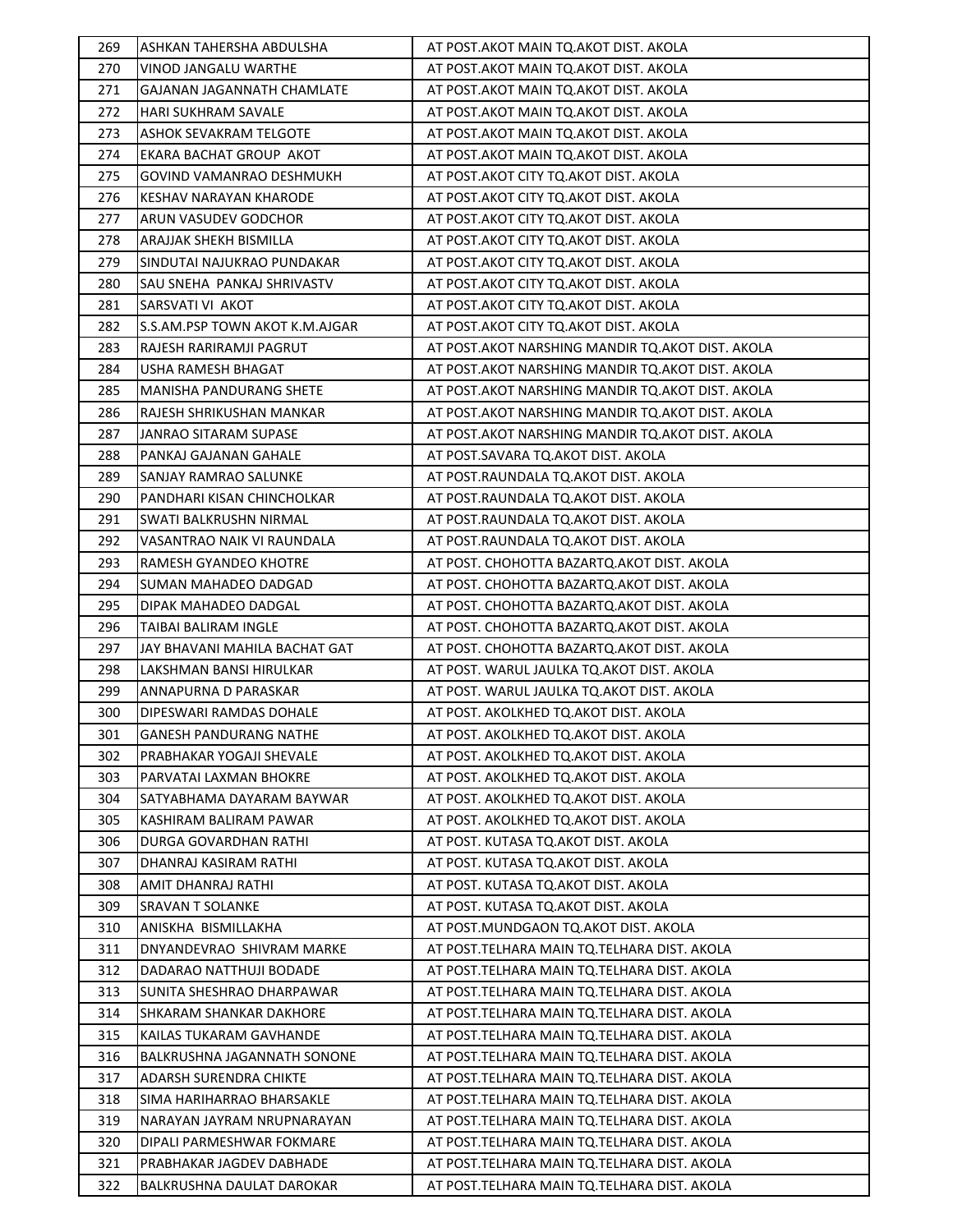| 269 | ASHKAN TAHERSHA ABDULSHA | AT POST.AKOT MAIN TQ.AKOT DIST. AKOLA |
|---|---|---|
| 270 | VINOD JANGALU WARTHE | AT POST.AKOT MAIN TQ.AKOT DIST. AKOLA |
| 271 | GAJANAN JAGANNATH CHAMLATE | AT POST.AKOT MAIN TQ.AKOT DIST. AKOLA |
| 272 | HARI SUKHRAM SAVALE | AT POST.AKOT MAIN TQ.AKOT DIST. AKOLA |
| 273 | ASHOK SEVAKRAM TELGOTE | AT POST.AKOT MAIN TQ.AKOT DIST. AKOLA |
| 274 | EKARA BACHAT GROUP AKOT | AT POST.AKOT MAIN TQ.AKOT DIST. AKOLA |
| 275 | GOVIND VAMANRAO DESHMUKH | AT POST.AKOT CITY TQ.AKOT DIST. AKOLA |
| 276 | KESHAV NARAYAN KHARODE | AT POST.AKOT CITY TQ.AKOT DIST. AKOLA |
| 277 | ARUN VASUDEV GODCHOR | AT POST.AKOT CITY TQ.AKOT DIST. AKOLA |
| 278 | ARAJJAK SHEKH BISMILLA | AT POST.AKOT CITY TQ.AKOT DIST. AKOLA |
| 279 | SINDUTAI NAJUKRAO PUNDAKAR | AT POST.AKOT CITY TQ.AKOT DIST. AKOLA |
| 280 | SAU SNEHA PANKAJ SHRIVASTV | AT POST.AKOT CITY TQ.AKOT DIST. AKOLA |
| 281 | SARSVATI VI AKOT | AT POST.AKOT CITY TQ.AKOT DIST. AKOLA |
| 282 | S.S.AM.PSP TOWN AKOT K.M.AJGAR | AT POST.AKOT CITY TQ.AKOT DIST. AKOLA |
| 283 | RAJESH RARIRAMJI PAGRUT | AT POST.AKOT NARSHING MANDIR TQ.AKOT DIST. AKOLA |
| 284 | USHA RAMESH BHAGAT | AT POST.AKOT NARSHING MANDIR TQ.AKOT DIST. AKOLA |
| 285 | MANISHA PANDURANG SHETE | AT POST.AKOT NARSHING MANDIR TQ.AKOT DIST. AKOLA |
| 286 | RAJESH SHRIKUSHAN MANKAR | AT POST.AKOT NARSHING MANDIR TQ.AKOT DIST. AKOLA |
| 287 | JANRAO SITARAM SUPASE | AT POST.AKOT NARSHING MANDIR TQ.AKOT DIST. AKOLA |
| 288 | PANKAJ GAJANAN GAHALE | AT POST.SAVARA TQ.AKOT DIST. AKOLA |
| 289 | SANJAY RAMRAO SALUNKE | AT POST.RAUNDALA TQ.AKOT DIST. AKOLA |
| 290 | PANDHARI KISAN CHINCHOLKAR | AT POST.RAUNDALA TQ.AKOT DIST. AKOLA |
| 291 | SWATI BALKRUSHN NIRMAL | AT POST.RAUNDALA TQ.AKOT DIST. AKOLA |
| 292 | VASANTRAO NAIK VI RAUNDALA | AT POST.RAUNDALA TQ.AKOT DIST. AKOLA |
| 293 | RAMESH GYANDEO KHOTRE | AT POST. CHOHOTTA BAZARTQ.AKOT DIST. AKOLA |
| 294 | SUMAN MAHADEO DADGAD | AT POST. CHOHOTTA BAZARTQ.AKOT DIST. AKOLA |
| 295 | DIPAK MAHADEO DADGAL | AT POST. CHOHOTTA BAZARTQ.AKOT DIST. AKOLA |
| 296 | TAIBAI BALIRAM INGLE | AT POST. CHOHOTTA BAZARTQ.AKOT DIST. AKOLA |
| 297 | JAY BHAVANI MAHILA BACHAT GAT | AT POST. CHOHOTTA BAZARTQ.AKOT DIST. AKOLA |
| 298 | LAKSHMAN BANSI HIRULKAR | AT POST. WARUL JAULKA TQ.AKOT DIST. AKOLA |
| 299 | ANNAPURNA D PARASKAR | AT POST. WARUL JAULKA TQ.AKOT DIST. AKOLA |
| 300 | DIPESWARI RAMDAS DOHALE | AT POST. AKOLKHED TQ.AKOT DIST. AKOLA |
| 301 | GANESH PANDURANG NATHE | AT POST. AKOLKHED TQ.AKOT DIST. AKOLA |
| 302 | PRABHAKAR YOGAJI SHEVALE | AT POST. AKOLKHED TQ.AKOT DIST. AKOLA |
| 303 | PARVATAI LAXMAN BHOKRE | AT POST. AKOLKHED TQ.AKOT DIST. AKOLA |
| 304 | SATYABHAMA DAYARAM BAYWAR | AT POST. AKOLKHED TQ.AKOT DIST. AKOLA |
| 305 | KASHIRAM BALIRAM PAWAR | AT POST. AKOLKHED TQ.AKOT DIST. AKOLA |
| 306 | DURGA GOVARDHAN RATHI | AT POST. KUTASA TQ.AKOT DIST. AKOLA |
| 307 | DHANRAJ KASIRAM RATHI | AT POST. KUTASA TQ.AKOT DIST. AKOLA |
| 308 | AMIT DHANRAJ RATHI | AT POST. KUTASA TQ.AKOT DIST. AKOLA |
| 309 | SRAVAN T SOLANKE | AT POST. KUTASA TQ.AKOT DIST. AKOLA |
| 310 | ANISKHA BISMILLAKHA | AT POST.MUNDGAON TQ.AKOT DIST. AKOLA |
| 311 | DNYANDEVRAO SHIVRAM MARKE | AT POST.TELHARA MAIN TQ.TELHARA DIST. AKOLA |
| 312 | DADARAO NATTHUJI BODADE | AT POST.TELHARA MAIN TQ.TELHARA DIST. AKOLA |
| 313 | SUNITA SHESHRAO DHARPAWAR | AT POST.TELHARA MAIN TQ.TELHARA DIST. AKOLA |
| 314 | SHKARAM SHANKAR DAKHORE | AT POST.TELHARA MAIN TQ.TELHARA DIST. AKOLA |
| 315 | KAILAS TUKARAM GAVHANDE | AT POST.TELHARA MAIN TQ.TELHARA DIST. AKOLA |
| 316 | BALKRUSHNA JAGANNATH SONONE | AT POST.TELHARA MAIN TQ.TELHARA DIST. AKOLA |
| 317 | ADARSH SURENDRA CHIKTE | AT POST.TELHARA MAIN TQ.TELHARA DIST. AKOLA |
| 318 | SIMA HARIHARRAO BHARSAKLE | AT POST.TELHARA MAIN TQ.TELHARA DIST. AKOLA |
| 319 | NARAYAN JAYRAM NRUPNARAYAN | AT POST.TELHARA MAIN TQ.TELHARA DIST. AKOLA |
| 320 | DIPALI PARMESHWAR FOKMARE | AT POST.TELHARA MAIN TQ.TELHARA DIST. AKOLA |
| 321 | PRABHAKAR JAGDEV DABHADE | AT POST.TELHARA MAIN TQ.TELHARA DIST. AKOLA |
| 322 | BALKRUSHNA DAULAT DAROKAR | AT POST.TELHARA MAIN TQ.TELHARA DIST. AKOLA |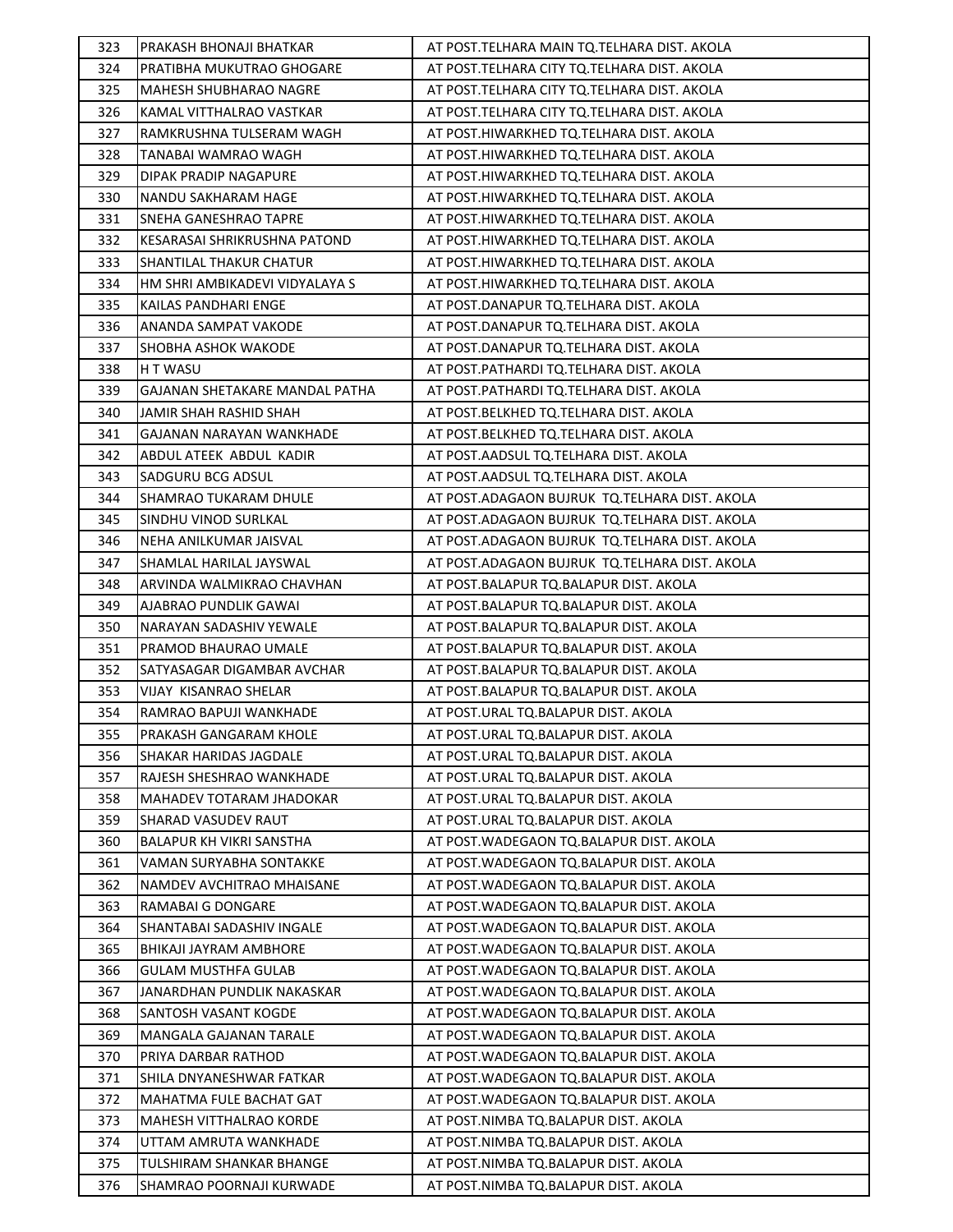| 323 | PRAKASH BHONAJI BHATKAR | AT POST.TELHARA MAIN TQ.TELHARA DIST. AKOLA |
|---|---|---|
| 324 | PRATIBHA MUKUTRAO GHOGARE | AT POST.TELHARA CITY TQ.TELHARA DIST. AKOLA |
| 325 | MAHESH SHUBHARAO NAGRE | AT POST.TELHARA CITY TQ.TELHARA DIST. AKOLA |
| 326 | KAMAL VITTHALRAO VASTKAR | AT POST.TELHARA CITY TQ.TELHARA DIST. AKOLA |
| 327 | RAMKRUSHNA TULSERAM WAGH | AT POST.HIWARKHED TQ.TELHARA DIST. AKOLA |
| 328 | TANABAI WAMRAO WAGH | AT POST.HIWARKHED TQ.TELHARA DIST. AKOLA |
| 329 | DIPAK PRADIP NAGAPURE | AT POST.HIWARKHED TQ.TELHARA DIST. AKOLA |
| 330 | NANDU SAKHARAM HAGE | AT POST.HIWARKHED TQ.TELHARA DIST. AKOLA |
| 331 | SNEHA GANESHRAO TAPRE | AT POST.HIWARKHED TQ.TELHARA DIST. AKOLA |
| 332 | KESARASAI SHRIKRUSHNA PATOND | AT POST.HIWARKHED TQ.TELHARA DIST. AKOLA |
| 333 | SHANTILAL THAKUR CHATUR | AT POST.HIWARKHED TQ.TELHARA DIST. AKOLA |
| 334 | HM SHRI AMBIKADEVI VIDYALAYA S | AT POST.HIWARKHED TQ.TELHARA DIST. AKOLA |
| 335 | KAILAS PANDHARI ENGE | AT POST.DANAPUR TQ.TELHARA DIST. AKOLA |
| 336 | ANANDA SAMPAT VAKODE | AT POST.DANAPUR TQ.TELHARA DIST. AKOLA |
| 337 | SHOBHA ASHOK WAKODE | AT POST.DANAPUR TQ.TELHARA DIST. AKOLA |
| 338 | H T WASU | AT POST.PATHARDI TQ.TELHARA DIST. AKOLA |
| 339 | GAJANAN SHETAKARE MANDAL PATHA | AT POST.PATHARDI TQ.TELHARA DIST. AKOLA |
| 340 | JAMIR SHAH RASHID SHAH | AT POST.BELKHED TQ.TELHARA DIST. AKOLA |
| 341 | GAJANAN NARAYAN WANKHADE | AT POST.BELKHED TQ.TELHARA DIST. AKOLA |
| 342 | ABDUL ATEEK ABDUL KADIR | AT POST.AADSUL TQ.TELHARA DIST. AKOLA |
| 343 | SADGURU BCG ADSUL | AT POST.AADSUL TQ.TELHARA DIST. AKOLA |
| 344 | SHAMRAO TUKARAM DHULE | AT POST.ADAGAON BUJRUK TQ.TELHARA DIST. AKOLA |
| 345 | SINDHU VINOD SURLKAL | AT POST.ADAGAON BUJRUK TQ.TELHARA DIST. AKOLA |
| 346 | NEHA ANILKUMAR JAISVAL | AT POST.ADAGAON BUJRUK TQ.TELHARA DIST. AKOLA |
| 347 | SHAMLAL HARILAL JAYSWAL | AT POST.ADAGAON BUJRUK TQ.TELHARA DIST. AKOLA |
| 348 | ARVINDA WALMIKRAO CHAVHAN | AT POST.BALAPUR TQ.BALAPUR DIST. AKOLA |
| 349 | AJABRAO PUNDLIK GAWAI | AT POST.BALAPUR TQ.BALAPUR DIST. AKOLA |
| 350 | NARAYAN SADASHIV YEWALE | AT POST.BALAPUR TQ.BALAPUR DIST. AKOLA |
| 351 | PRAMOD BHAURAO UMALE | AT POST.BALAPUR TQ.BALAPUR DIST. AKOLA |
| 352 | SATYASAGAR DIGAMBAR AVCHAR | AT POST.BALAPUR TQ.BALAPUR DIST. AKOLA |
| 353 | VIJAY KISANRAO SHELAR | AT POST.BALAPUR TQ.BALAPUR DIST. AKOLA |
| 354 | RAMRAO BAPUJI WANKHADE | AT POST.URAL TQ.BALAPUR DIST. AKOLA |
| 355 | PRAKASH GANGARAM KHOLE | AT POST.URAL TQ.BALAPUR DIST. AKOLA |
| 356 | SHAKAR HARIDAS JAGDALE | AT POST.URAL TQ.BALAPUR DIST. AKOLA |
| 357 | RAJESH SHESHRAO WANKHADE | AT POST.URAL TQ.BALAPUR DIST. AKOLA |
| 358 | MAHADEV TOTARAM JHADOKAR | AT POST.URAL TQ.BALAPUR DIST. AKOLA |
| 359 | SHARAD VASUDEV RAUT | AT POST.URAL TQ.BALAPUR DIST. AKOLA |
| 360 | BALAPUR KH VIKRI SANSTHA | AT POST.WADEGAON TQ.BALAPUR DIST. AKOLA |
| 361 | VAMAN SURYABHA SONTAKKE | AT POST.WADEGAON TQ.BALAPUR DIST. AKOLA |
| 362 | NAMDEV AVCHITRAO MHAISANE | AT POST.WADEGAON TQ.BALAPUR DIST. AKOLA |
| 363 | RAMABAI G DONGARE | AT POST.WADEGAON TQ.BALAPUR DIST. AKOLA |
| 364 | SHANTABAI SADASHIV INGALE | AT POST.WADEGAON TQ.BALAPUR DIST. AKOLA |
| 365 | BHIKAJI JAYRAM AMBHORE | AT POST.WADEGAON TQ.BALAPUR DIST. AKOLA |
| 366 | GULAM MUSTHFA GULAB | AT POST.WADEGAON TQ.BALAPUR DIST. AKOLA |
| 367 | JANARDHAN PUNDLIK NAKASKAR | AT POST.WADEGAON TQ.BALAPUR DIST. AKOLA |
| 368 | SANTOSH VASANT KOGDE | AT POST.WADEGAON TQ.BALAPUR DIST. AKOLA |
| 369 | MANGALA GAJANAN TARALE | AT POST.WADEGAON TQ.BALAPUR DIST. AKOLA |
| 370 | PRIYA DARBAR RATHOD | AT POST.WADEGAON TQ.BALAPUR DIST. AKOLA |
| 371 | SHILA DNYANESHWAR FATKAR | AT POST.WADEGAON TQ.BALAPUR DIST. AKOLA |
| 372 | MAHATMA FULE BACHAT GAT | AT POST.WADEGAON TQ.BALAPUR DIST. AKOLA |
| 373 | MAHESH VITTHALRAO KORDE | AT POST.NIMBA TQ.BALAPUR DIST. AKOLA |
| 374 | UTTAM AMRUTA WANKHADE | AT POST.NIMBA TQ.BALAPUR DIST. AKOLA |
| 375 | TULSHIRAM SHANKAR BHANGE | AT POST.NIMBA TQ.BALAPUR DIST. AKOLA |
| 376 | SHAMRAO POORNAJI KURWADE | AT POST.NIMBA TQ.BALAPUR DIST. AKOLA |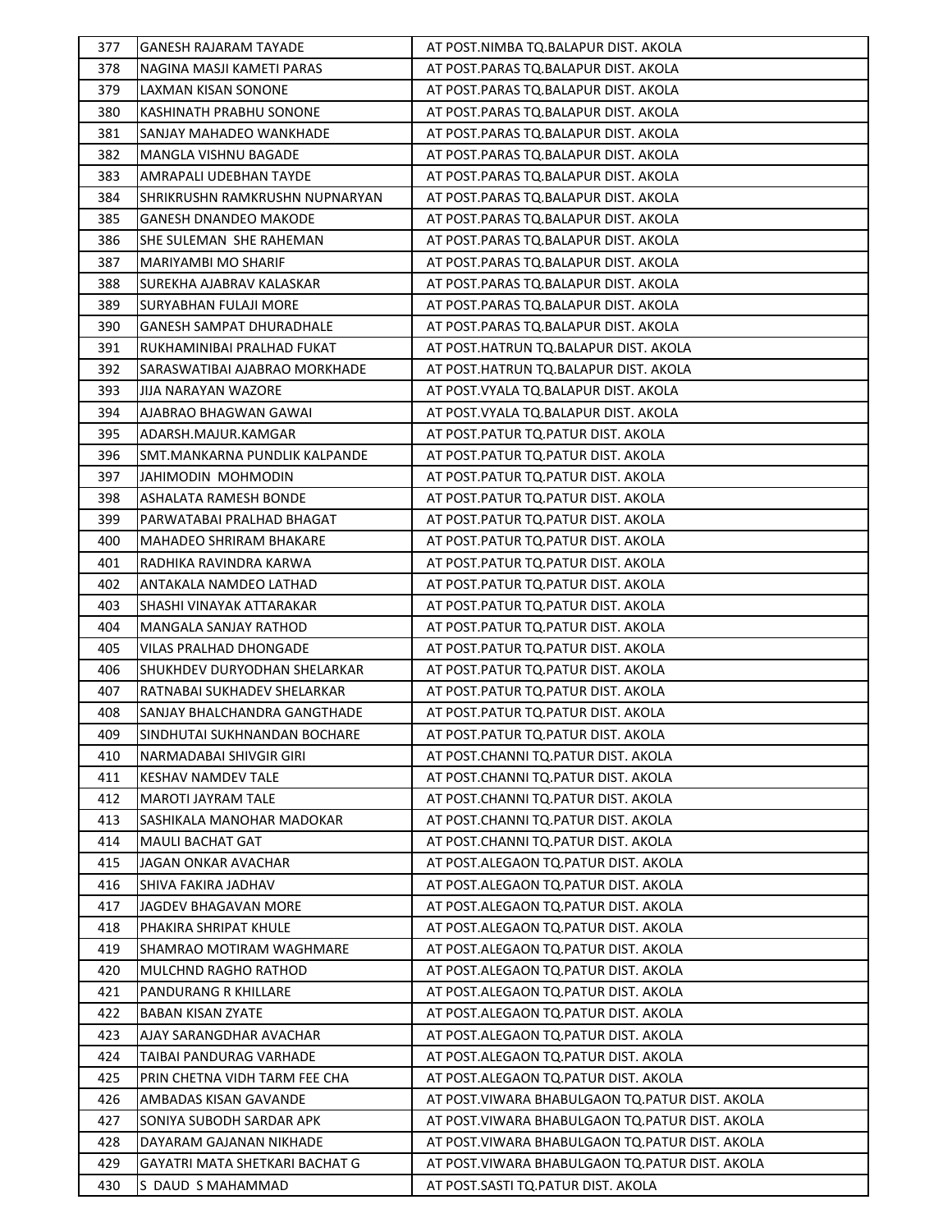| 377 | GANESH RAJARAM TAYADE | AT POST.NIMBA TQ.BALAPUR DIST. AKOLA |
|---|---|---|
| 378 | NAGINA MASJI KAMETI PARAS | AT POST.PARAS TQ.BALAPUR DIST. AKOLA |
| 379 | LAXMAN KISAN SONONE | AT POST.PARAS TQ.BALAPUR DIST. AKOLA |
| 380 | KASHINATH PRABHU SONONE | AT POST.PARAS TQ.BALAPUR DIST. AKOLA |
| 381 | SANJAY MAHADEO WANKHADE | AT POST.PARAS TQ.BALAPUR DIST. AKOLA |
| 382 | MANGLA VISHNU BAGADE | AT POST.PARAS TQ.BALAPUR DIST. AKOLA |
| 383 | AMRAPALI UDEBHAN TAYDE | AT POST.PARAS TQ.BALAPUR DIST. AKOLA |
| 384 | SHRIKRUSHN RAMKRUSHN NUPNARYAN | AT POST.PARAS TQ.BALAPUR DIST. AKOLA |
| 385 | GANESH DNANDEO MAKODE | AT POST.PARAS TQ.BALAPUR DIST. AKOLA |
| 386 | SHE SULEMAN SHE RAHEMAN | AT POST.PARAS TQ.BALAPUR DIST. AKOLA |
| 387 | MARIYAMBI MO SHARIF | AT POST.PARAS TQ.BALAPUR DIST. AKOLA |
| 388 | SUREKHA AJABRAV KALASKAR | AT POST.PARAS TQ.BALAPUR DIST. AKOLA |
| 389 | SURYABHAN FULAJI MORE | AT POST.PARAS TQ.BALAPUR DIST. AKOLA |
| 390 | GANESH SAMPAT DHURADHALE | AT POST.PARAS TQ.BALAPUR DIST. AKOLA |
| 391 | RUKHAMINIBAI PRALHAD FUKAT | AT POST.HATRUN TQ.BALAPUR DIST. AKOLA |
| 392 | SARASWATIBAI AJABRAO MORKHADE | AT POST.HATRUN TQ.BALAPUR DIST. AKOLA |
| 393 | JIJA NARAYAN WAZORE | AT POST.VYALA TQ.BALAPUR DIST. AKOLA |
| 394 | AJABRAO BHAGWAN GAWAI | AT POST.VYALA TQ.BALAPUR DIST. AKOLA |
| 395 | ADARSH.MAJUR.KAMGAR | AT POST.PATUR TQ.PATUR DIST. AKOLA |
| 396 | SMT.MANKARNA PUNDLIK KALPANDE | AT POST.PATUR TQ.PATUR DIST. AKOLA |
| 397 | JAHIMODIN MOHMODIN | AT POST.PATUR TQ.PATUR DIST. AKOLA |
| 398 | ASHALATA RAMESH BONDE | AT POST.PATUR TQ.PATUR DIST. AKOLA |
| 399 | PARWATABAI PRALHAD BHAGAT | AT POST.PATUR TQ.PATUR DIST. AKOLA |
| 400 | MAHADEO SHRIRAM BHAKARE | AT POST.PATUR TQ.PATUR DIST. AKOLA |
| 401 | RADHIKA RAVINDRA KARWA | AT POST.PATUR TQ.PATUR DIST. AKOLA |
| 402 | ANTAKALA NAMDEO LATHAD | AT POST.PATUR TQ.PATUR DIST. AKOLA |
| 403 | SHASHI VINAYAK ATTARAKAR | AT POST.PATUR TQ.PATUR DIST. AKOLA |
| 404 | MANGALA SANJAY RATHOD | AT POST.PATUR TQ.PATUR DIST. AKOLA |
| 405 | VILAS PRALHAD DHONGADE | AT POST.PATUR TQ.PATUR DIST. AKOLA |
| 406 | SHUKHDEV DURYODHAN SHELARKAR | AT POST.PATUR TQ.PATUR DIST. AKOLA |
| 407 | RATNABAI SUKHADEV SHELARKAR | AT POST.PATUR TQ.PATUR DIST. AKOLA |
| 408 | SANJAY BHALCHANDRA GANGTHADE | AT POST.PATUR TQ.PATUR DIST. AKOLA |
| 409 | SINDHUTAI SUKHNANDAN BOCHARE | AT POST.PATUR TQ.PATUR DIST. AKOLA |
| 410 | NARMADABAI SHIVGIR GIRI | AT POST.CHANNI TQ.PATUR DIST. AKOLA |
| 411 | KESHAV NAMDEV TALE | AT POST.CHANNI TQ.PATUR DIST. AKOLA |
| 412 | MAROTI JAYRAM TALE | AT POST.CHANNI TQ.PATUR DIST. AKOLA |
| 413 | SASHIKALA MANOHAR MADOKAR | AT POST.CHANNI TQ.PATUR DIST. AKOLA |
| 414 | MAULI BACHAT GAT | AT POST.CHANNI TQ.PATUR DIST. AKOLA |
| 415 | JAGAN ONKAR AVACHAR | AT POST.ALEGAON TQ.PATUR DIST. AKOLA |
| 416 | SHIVA FAKIRA JADHAV | AT POST.ALEGAON TQ.PATUR DIST. AKOLA |
| 417 | JAGDEV BHAGAVAN MORE | AT POST.ALEGAON TQ.PATUR DIST. AKOLA |
| 418 | PHAKIRA SHRIPAT KHULE | AT POST.ALEGAON TQ.PATUR DIST. AKOLA |
| 419 | SHAMRAO MOTIRAM WAGHMARE | AT POST.ALEGAON TQ.PATUR DIST. AKOLA |
| 420 | MULCHND RAGHO RATHOD | AT POST.ALEGAON TQ.PATUR DIST. AKOLA |
| 421 | PANDURANG R KHILLARE | AT POST.ALEGAON TQ.PATUR DIST. AKOLA |
| 422 | BABAN KISAN ZYATE | AT POST.ALEGAON TQ.PATUR DIST. AKOLA |
| 423 | AJAY SARANGDHAR AVACHAR | AT POST.ALEGAON TQ.PATUR DIST. AKOLA |
| 424 | TAIBAI PANDURAG VARHADE | AT POST.ALEGAON TQ.PATUR DIST. AKOLA |
| 425 | PRIN CHETNA VIDH TARM FEE CHA | AT POST.ALEGAON TQ.PATUR DIST. AKOLA |
| 426 | AMBADAS KISAN GAVANDE | AT POST.VIWARA BHABULGAON TQ.PATUR DIST. AKOLA |
| 427 | SONIYA SUBODH SARDAR APK | AT POST.VIWARA BHABULGAON TQ.PATUR DIST. AKOLA |
| 428 | DAYARAM GAJANAN NIKHADE | AT POST.VIWARA BHABULGAON TQ.PATUR DIST. AKOLA |
| 429 | GAYATRI MATA SHETKARI BACHAT G | AT POST.VIWARA BHABULGAON TQ.PATUR DIST. AKOLA |
| 430 | S DAUD S MAHAMMAD | AT POST.SASTI TQ.PATUR DIST. AKOLA |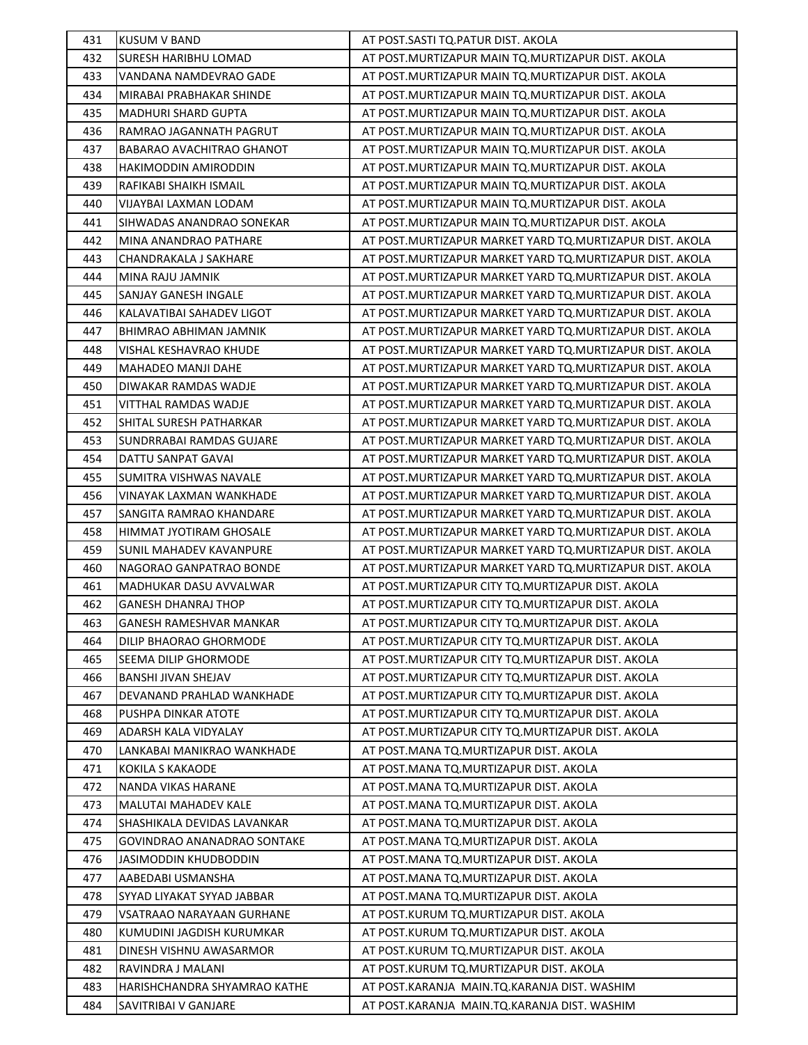| 431 | KUSUM V BAND | AT POST.SASTI TQ.PATUR DIST. AKOLA |
|---|---|---|
| 432 | SURESH HARIBHU LOMAD | AT POST.MURTIZAPUR MAIN TQ.MURTIZAPUR DIST. AKOLA |
| 433 | VANDANA NAMDEVRAO GADE | AT POST.MURTIZAPUR MAIN TQ.MURTIZAPUR DIST. AKOLA |
| 434 | MIRABAI PRABHAKAR SHINDE | AT POST.MURTIZAPUR MAIN TQ.MURTIZAPUR DIST. AKOLA |
| 435 | MADHURI SHARD GUPTA | AT POST.MURTIZAPUR MAIN TQ.MURTIZAPUR DIST. AKOLA |
| 436 | RAMRAO JAGANNATH PAGRUT | AT POST.MURTIZAPUR MAIN TQ.MURTIZAPUR DIST. AKOLA |
| 437 | BABARAO AVACHITRAO GHANOT | AT POST.MURTIZAPUR MAIN TQ.MURTIZAPUR DIST. AKOLA |
| 438 | HAKIMODDIN AMIRODDIN | AT POST.MURTIZAPUR MAIN TQ.MURTIZAPUR DIST. AKOLA |
| 439 | RAFIKABI SHAIKH ISMAIL | AT POST.MURTIZAPUR MAIN TQ.MURTIZAPUR DIST. AKOLA |
| 440 | VIJAYBAI LAXMAN LODAM | AT POST.MURTIZAPUR MAIN TQ.MURTIZAPUR DIST. AKOLA |
| 441 | SIHWADAS ANANDRAO SONEKAR | AT POST.MURTIZAPUR MAIN TQ.MURTIZAPUR DIST. AKOLA |
| 442 | MINA ANANDRAO PATHARE | AT POST.MURTIZAPUR MARKET YARD TQ.MURTIZAPUR DIST. AKOLA |
| 443 | CHANDRAKALA J SAKHARE | AT POST.MURTIZAPUR MARKET YARD TQ.MURTIZAPUR DIST. AKOLA |
| 444 | MINA RAJU JAMNIK | AT POST.MURTIZAPUR MARKET YARD TQ.MURTIZAPUR DIST. AKOLA |
| 445 | SANJAY GANESH INGALE | AT POST.MURTIZAPUR MARKET YARD TQ.MURTIZAPUR DIST. AKOLA |
| 446 | KALAVATIBAI SAHADEV LIGOT | AT POST.MURTIZAPUR MARKET YARD TQ.MURTIZAPUR DIST. AKOLA |
| 447 | BHIMRAO ABHIMAN JAMNIK | AT POST.MURTIZAPUR MARKET YARD TQ.MURTIZAPUR DIST. AKOLA |
| 448 | VISHAL KESHAVRAO KHUDE | AT POST.MURTIZAPUR MARKET YARD TQ.MURTIZAPUR DIST. AKOLA |
| 449 | MAHADEO MANJI DAHE | AT POST.MURTIZAPUR MARKET YARD TQ.MURTIZAPUR DIST. AKOLA |
| 450 | DIWAKAR RAMDAS WADJE | AT POST.MURTIZAPUR MARKET YARD TQ.MURTIZAPUR DIST. AKOLA |
| 451 | VITTHAL RAMDAS WADJE | AT POST.MURTIZAPUR MARKET YARD TQ.MURTIZAPUR DIST. AKOLA |
| 452 | SHITAL SURESH PATHARKAR | AT POST.MURTIZAPUR MARKET YARD TQ.MURTIZAPUR DIST. AKOLA |
| 453 | SUNDRRABAI RAMDAS GUJARE | AT POST.MURTIZAPUR MARKET YARD TQ.MURTIZAPUR DIST. AKOLA |
| 454 | DATTU SANPAT GAVAI | AT POST.MURTIZAPUR MARKET YARD TQ.MURTIZAPUR DIST. AKOLA |
| 455 | SUMITRA VISHWAS NAVALE | AT POST.MURTIZAPUR MARKET YARD TQ.MURTIZAPUR DIST. AKOLA |
| 456 | VINAYAK LAXMAN WANKHADE | AT POST.MURTIZAPUR MARKET YARD TQ.MURTIZAPUR DIST. AKOLA |
| 457 | SANGITA RAMRAO KHANDARE | AT POST.MURTIZAPUR MARKET YARD TQ.MURTIZAPUR DIST. AKOLA |
| 458 | HIMMAT JYOTIRAM GHOSALE | AT POST.MURTIZAPUR MARKET YARD TQ.MURTIZAPUR DIST. AKOLA |
| 459 | SUNIL MAHADEV KAVANPURE | AT POST.MURTIZAPUR MARKET YARD TQ.MURTIZAPUR DIST. AKOLA |
| 460 | NAGORAO GANPATRAO BONDE | AT POST.MURTIZAPUR MARKET YARD TQ.MURTIZAPUR DIST. AKOLA |
| 461 | MADHUKAR DASU AVVALWAR | AT POST.MURTIZAPUR CITY TQ.MURTIZAPUR DIST. AKOLA |
| 462 | GANESH DHANRAJ THOP | AT POST.MURTIZAPUR CITY TQ.MURTIZAPUR DIST. AKOLA |
| 463 | GANESH RAMESHVAR MANKAR | AT POST.MURTIZAPUR CITY TQ.MURTIZAPUR DIST. AKOLA |
| 464 | DILIP BHAORAO GHORMODE | AT POST.MURTIZAPUR CITY TQ.MURTIZAPUR DIST. AKOLA |
| 465 | SEEMA DILIP GHORMODE | AT POST.MURTIZAPUR CITY TQ.MURTIZAPUR DIST. AKOLA |
| 466 | BANSHI JIVAN SHEJAV | AT POST.MURTIZAPUR CITY TQ.MURTIZAPUR DIST. AKOLA |
| 467 | DEVANAND PRAHLAD WANKHADE | AT POST.MURTIZAPUR CITY TQ.MURTIZAPUR DIST. AKOLA |
| 468 | PUSHPA DINKAR ATOTE | AT POST.MURTIZAPUR CITY TQ.MURTIZAPUR DIST. AKOLA |
| 469 | ADARSH KALA VIDYALAY | AT POST.MURTIZAPUR CITY TQ.MURTIZAPUR DIST. AKOLA |
| 470 | LANKABAI MANIKRAO WANKHADE | AT POST.MANA TQ.MURTIZAPUR DIST. AKOLA |
| 471 | KOKILA S KAKAODE | AT POST.MANA TQ.MURTIZAPUR DIST. AKOLA |
| 472 | NANDA VIKAS HARANE | AT POST.MANA TQ.MURTIZAPUR DIST. AKOLA |
| 473 | MALUTAI MAHADEV KALE | AT POST.MANA TQ.MURTIZAPUR DIST. AKOLA |
| 474 | SHASHIKALA DEVIDAS LAVANKAR | AT POST.MANA TQ.MURTIZAPUR DIST. AKOLA |
| 475 | GOVINDRAO ANANADRAO SONTAKE | AT POST.MANA TQ.MURTIZAPUR DIST. AKOLA |
| 476 | JASIMODDIN KHUDBODDIN | AT POST.MANA TQ.MURTIZAPUR DIST. AKOLA |
| 477 | AABEDABI USMANSHA | AT POST.MANA TQ.MURTIZAPUR DIST. AKOLA |
| 478 | SYYAD LIYAKAT SYYAD JABBAR | AT POST.MANA TQ.MURTIZAPUR DIST. AKOLA |
| 479 | VSATRAAO NARAYAAN GURHANE | AT POST.KURUM TQ.MURTIZAPUR DIST. AKOLA |
| 480 | KUMUDINI JAGDISH KURUMKAR | AT POST.KURUM TQ.MURTIZAPUR DIST. AKOLA |
| 481 | DINESH VISHNU AWASARMOR | AT POST.KURUM TQ.MURTIZAPUR DIST. AKOLA |
| 482 | RAVINDRA J MALANI | AT POST.KURUM TQ.MURTIZAPUR DIST. AKOLA |
| 483 | HARISHCHANDRA SHYAMRAO KATHE | AT POST.KARANJA MAIN.TQ.KARANJA DIST. WASHIM |
| 484 | SAVITRIBAI V GANJARE | AT POST.KARANJA MAIN.TQ.KARANJA DIST. WASHIM |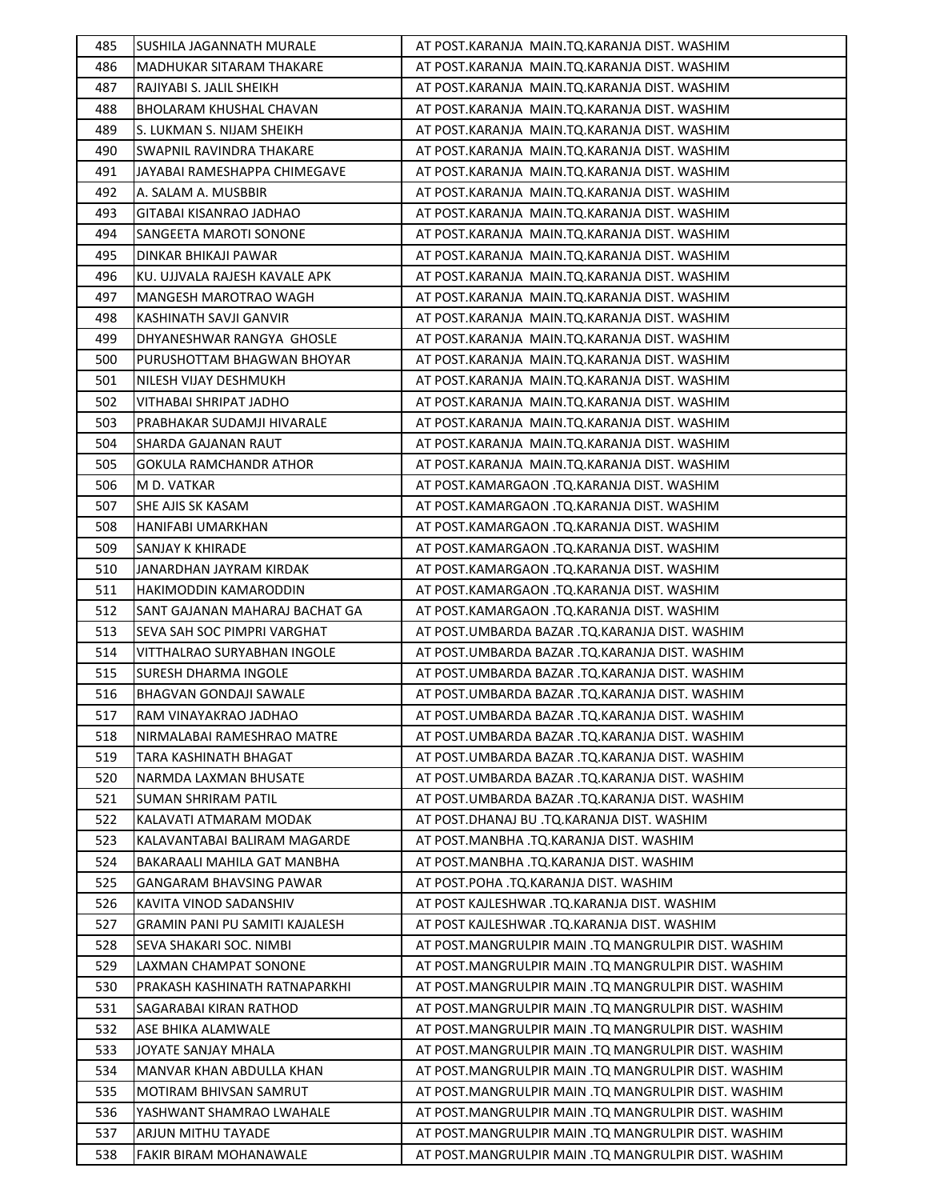| 485 | SUSHILA JAGANNATH MURALE | AT POST.KARANJA MAIN.TQ.KARANJA DIST. WASHIM |
|---|---|---|
| 486 | MADHUKAR SITARAM THAKARE | AT POST.KARANJA MAIN.TQ.KARANJA DIST. WASHIM |
| 487 | RAJIYABI S. JALIL SHEIKH | AT POST.KARANJA MAIN.TQ.KARANJA DIST. WASHIM |
| 488 | BHOLARAM KHUSHAL CHAVAN | AT POST.KARANJA MAIN.TQ.KARANJA DIST. WASHIM |
| 489 | S. LUKMAN S. NIJAM SHEIKH | AT POST.KARANJA MAIN.TQ.KARANJA DIST. WASHIM |
| 490 | SWAPNIL RAVINDRA THAKARE | AT POST.KARANJA MAIN.TQ.KARANJA DIST. WASHIM |
| 491 | JAYABAI RAMESHAPPA CHIMEGAVE | AT POST.KARANJA MAIN.TQ.KARANJA DIST. WASHIM |
| 492 | A. SALAM A. MUSBBIR | AT POST.KARANJA MAIN.TQ.KARANJA DIST. WASHIM |
| 493 | GITABAI KISANRAO JADHAO | AT POST.KARANJA MAIN.TQ.KARANJA DIST. WASHIM |
| 494 | SANGEETA MAROTI SONONE | AT POST.KARANJA MAIN.TQ.KARANJA DIST. WASHIM |
| 495 | DINKAR BHIKAJI PAWAR | AT POST.KARANJA MAIN.TQ.KARANJA DIST. WASHIM |
| 496 | KU. UJJVALA RAJESH KAVALE APK | AT POST.KARANJA MAIN.TQ.KARANJA DIST. WASHIM |
| 497 | MANGESH MAROTRAO WAGH | AT POST.KARANJA MAIN.TQ.KARANJA DIST. WASHIM |
| 498 | KASHINATH SAVJI GANVIR | AT POST.KARANJA MAIN.TQ.KARANJA DIST. WASHIM |
| 499 | DHYANESHWAR RANGYA GHOSLE | AT POST.KARANJA MAIN.TQ.KARANJA DIST. WASHIM |
| 500 | PURUSHOTTAM BHAGWAN BHOYAR | AT POST.KARANJA MAIN.TQ.KARANJA DIST. WASHIM |
| 501 | NILESH VIJAY DESHMUKH | AT POST.KARANJA MAIN.TQ.KARANJA DIST. WASHIM |
| 502 | VITHABAI SHRIPAT JADHO | AT POST.KARANJA MAIN.TQ.KARANJA DIST. WASHIM |
| 503 | PRABHAKAR SUDAMJI HIVARALE | AT POST.KARANJA MAIN.TQ.KARANJA DIST. WASHIM |
| 504 | SHARDA GAJANAN RAUT | AT POST.KARANJA MAIN.TQ.KARANJA DIST. WASHIM |
| 505 | GOKULA RAMCHANDR ATHOR | AT POST.KARANJA MAIN.TQ.KARANJA DIST. WASHIM |
| 506 | M D. VATKAR | AT POST.KAMARGAON .TQ.KARANJA DIST. WASHIM |
| 507 | SHE AJIS SK KASAM | AT POST.KAMARGAON .TQ.KARANJA DIST. WASHIM |
| 508 | HANIFABI UMARKHAN | AT POST.KAMARGAON .TQ.KARANJA DIST. WASHIM |
| 509 | SANJAY K KHIRADE | AT POST.KAMARGAON .TQ.KARANJA DIST. WASHIM |
| 510 | JANARDHAN JAYRAM KIRDAK | AT POST.KAMARGAON .TQ.KARANJA DIST. WASHIM |
| 511 | HAKIMODDIN KAMARODDIN | AT POST.KAMARGAON .TQ.KARANJA DIST. WASHIM |
| 512 | SANT GAJANAN MAHARAJ BACHAT GA | AT POST.KAMARGAON .TQ.KARANJA DIST. WASHIM |
| 513 | SEVA SAH SOC PIMPRI VARGHAT | AT POST.UMBARDA BAZAR .TQ.KARANJA DIST. WASHIM |
| 514 | VITTHALRAO SURYABHAN INGOLE | AT POST.UMBARDA BAZAR .TQ.KARANJA DIST. WASHIM |
| 515 | SURESH DHARMA INGOLE | AT POST.UMBARDA BAZAR .TQ.KARANJA DIST. WASHIM |
| 516 | BHAGVAN GONDAJI SAWALE | AT POST.UMBARDA BAZAR .TQ.KARANJA DIST. WASHIM |
| 517 | RAM VINAYAKRAO JADHAO | AT POST.UMBARDA BAZAR .TQ.KARANJA DIST. WASHIM |
| 518 | NIRMALABAI RAMESHRAO MATRE | AT POST.UMBARDA BAZAR .TQ.KARANJA DIST. WASHIM |
| 519 | TARA KASHINATH BHAGAT | AT POST.UMBARDA BAZAR .TQ.KARANJA DIST. WASHIM |
| 520 | NARMDA LAXMAN BHUSATE | AT POST.UMBARDA BAZAR .TQ.KARANJA DIST. WASHIM |
| 521 | SUMAN SHRIRAM PATIL | AT POST.UMBARDA BAZAR .TQ.KARANJA DIST. WASHIM |
| 522 | KALAVATI ATMARAM MODAK | AT POST.DHANAJ BU .TQ.KARANJA DIST. WASHIM |
| 523 | KALAVANTABAI BALIRAM MAGARDE | AT POST.MANBHA .TQ.KARANJA DIST. WASHIM |
| 524 | BAKARAALI MAHILA GAT MANBHA | AT POST.MANBHA .TQ.KARANJA DIST. WASHIM |
| 525 | GANGARAM BHAVSING PAWAR | AT POST.POHA .TQ.KARANJA DIST. WASHIM |
| 526 | KAVITA VINOD SADANSHIV | AT POST KAJLESHWAR .TQ.KARANJA DIST. WASHIM |
| 527 | GRAMIN PANI PU SAMITI KAJALESH | AT POST KAJLESHWAR .TQ.KARANJA DIST. WASHIM |
| 528 | SEVA SHAKARI SOC. NIMBI | AT POST.MANGRULPIR MAIN .TQ MANGRULPIR DIST. WASHIM |
| 529 | LAXMAN CHAMPAT SONONE | AT POST.MANGRULPIR MAIN .TQ MANGRULPIR DIST. WASHIM |
| 530 | PRAKASH KASHINATH RATNAPARKHI | AT POST.MANGRULPIR MAIN .TQ MANGRULPIR DIST. WASHIM |
| 531 | SAGARABAI KIRAN RATHOD | AT POST.MANGRULPIR MAIN .TQ MANGRULPIR DIST. WASHIM |
| 532 | ASE BHIKA ALAMWALE | AT POST.MANGRULPIR MAIN .TQ MANGRULPIR DIST. WASHIM |
| 533 | JOYATE SANJAY MHALA | AT POST.MANGRULPIR MAIN .TQ MANGRULPIR DIST. WASHIM |
| 534 | MANVAR KHAN ABDULLA KHAN | AT POST.MANGRULPIR MAIN .TQ MANGRULPIR DIST. WASHIM |
| 535 | MOTIRAM BHIVSAN SAMRUT | AT POST.MANGRULPIR MAIN .TQ MANGRULPIR DIST. WASHIM |
| 536 | YASHWANT SHAMRAO LWAHALE | AT POST.MANGRULPIR MAIN .TQ MANGRULPIR DIST. WASHIM |
| 537 | ARJUN MITHU TAYADE | AT POST.MANGRULPIR MAIN .TQ MANGRULPIR DIST. WASHIM |
| 538 | FAKIR BIRAM MOHANAWALE | AT POST.MANGRULPIR MAIN .TQ MANGRULPIR DIST. WASHIM |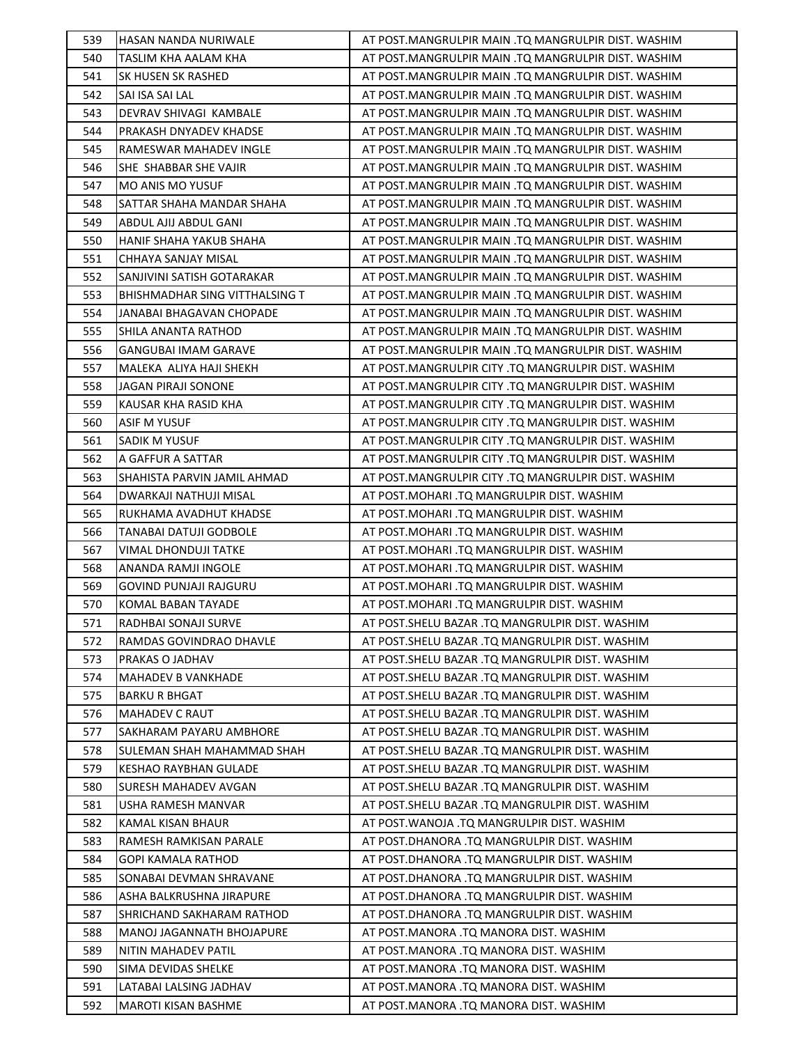| 539 | HASAN NANDA NURIWALE | AT POST.MANGRULPIR MAIN .TQ MANGRULPIR DIST. WASHIM |
|---|---|---|
| 540 | TASLIM KHA AALAM KHA | AT POST.MANGRULPIR MAIN .TQ MANGRULPIR DIST. WASHIM |
| 541 | SK HUSEN SK RASHED | AT POST.MANGRULPIR MAIN .TQ MANGRULPIR DIST. WASHIM |
| 542 | SAI ISA SAI LAL | AT POST.MANGRULPIR MAIN .TQ MANGRULPIR DIST. WASHIM |
| 543 | DEVRAV SHIVAGI KAMBALE | AT POST.MANGRULPIR MAIN .TQ MANGRULPIR DIST. WASHIM |
| 544 | PRAKASH DNYADEV KHADSE | AT POST.MANGRULPIR MAIN .TQ MANGRULPIR DIST. WASHIM |
| 545 | RAMESWAR MAHADEV INGLE | AT POST.MANGRULPIR MAIN .TQ MANGRULPIR DIST. WASHIM |
| 546 | SHE SHABBAR SHE VAJIR | AT POST.MANGRULPIR MAIN .TQ MANGRULPIR DIST. WASHIM |
| 547 | MO ANIS MO YUSUF | AT POST.MANGRULPIR MAIN .TQ MANGRULPIR DIST. WASHIM |
| 548 | SATTAR SHAHA MANDAR SHAHA | AT POST.MANGRULPIR MAIN .TQ MANGRULPIR DIST. WASHIM |
| 549 | ABDUL AJIJ ABDUL GANI | AT POST.MANGRULPIR MAIN .TQ MANGRULPIR DIST. WASHIM |
| 550 | HANIF SHAHA YAKUB SHAHA | AT POST.MANGRULPIR MAIN .TQ MANGRULPIR DIST. WASHIM |
| 551 | CHHAYA SANJAY MISAL | AT POST.MANGRULPIR MAIN .TQ MANGRULPIR DIST. WASHIM |
| 552 | SANJIVINI SATISH GOTARAKAR | AT POST.MANGRULPIR MAIN .TQ MANGRULPIR DIST. WASHIM |
| 553 | BHISHMADHAR SING VITTHALSING T | AT POST.MANGRULPIR MAIN .TQ MANGRULPIR DIST. WASHIM |
| 554 | JANABAI BHAGAVAN CHOPADE | AT POST.MANGRULPIR MAIN .TQ MANGRULPIR DIST. WASHIM |
| 555 | SHILA ANANTA RATHOD | AT POST.MANGRULPIR MAIN .TQ MANGRULPIR DIST. WASHIM |
| 556 | GANGUBAI IMAM GARAVE | AT POST.MANGRULPIR MAIN .TQ MANGRULPIR DIST. WASHIM |
| 557 | MALEKA ALIYA HAJI SHEKH | AT POST.MANGRULPIR CITY .TQ MANGRULPIR DIST. WASHIM |
| 558 | JAGAN PIRAJI SONONE | AT POST.MANGRULPIR CITY .TQ MANGRULPIR DIST. WASHIM |
| 559 | KAUSAR KHA RASID KHA | AT POST.MANGRULPIR CITY .TQ MANGRULPIR DIST. WASHIM |
| 560 | ASIF M YUSUF | AT POST.MANGRULPIR CITY .TQ MANGRULPIR DIST. WASHIM |
| 561 | SADIK M YUSUF | AT POST.MANGRULPIR CITY .TQ MANGRULPIR DIST. WASHIM |
| 562 | A GAFFUR A SATTAR | AT POST.MANGRULPIR CITY .TQ MANGRULPIR DIST. WASHIM |
| 563 | SHAHISTA PARVIN JAMIL AHMAD | AT POST.MANGRULPIR CITY .TQ MANGRULPIR DIST. WASHIM |
| 564 | DWARKAJI NATHUJI MISAL | AT POST.MOHARI .TQ MANGRULPIR DIST. WASHIM |
| 565 | RUKHAMA AVADHUT KHADSE | AT POST.MOHARI .TQ MANGRULPIR DIST. WASHIM |
| 566 | TANABAI DATUJI GODBOLE | AT POST.MOHARI .TQ MANGRULPIR DIST. WASHIM |
| 567 | VIMAL DHONDUJI TATKE | AT POST.MOHARI .TQ MANGRULPIR DIST. WASHIM |
| 568 | ANANDA RAMJI INGOLE | AT POST.MOHARI .TQ MANGRULPIR DIST. WASHIM |
| 569 | GOVIND PUNJAJI RAJGURU | AT POST.MOHARI .TQ MANGRULPIR DIST. WASHIM |
| 570 | KOMAL BABAN TAYADE | AT POST.MOHARI .TQ MANGRULPIR DIST. WASHIM |
| 571 | RADHBAI SONAJI SURVE | AT POST.SHELU BAZAR .TQ MANGRULPIR DIST. WASHIM |
| 572 | RAMDAS GOVINDRAO DHAVLE | AT POST.SHELU BAZAR .TQ MANGRULPIR DIST. WASHIM |
| 573 | PRAKAS O JADHAV | AT POST.SHELU BAZAR .TQ MANGRULPIR DIST. WASHIM |
| 574 | MAHADEV B VANKHADE | AT POST.SHELU BAZAR .TQ MANGRULPIR DIST. WASHIM |
| 575 | BARKU R BHGAT | AT POST.SHELU BAZAR .TQ MANGRULPIR DIST. WASHIM |
| 576 | MAHADEV C RAUT | AT POST.SHELU BAZAR .TQ MANGRULPIR DIST. WASHIM |
| 577 | SAKHARAM PAYARU AMBHORE | AT POST.SHELU BAZAR .TQ MANGRULPIR DIST. WASHIM |
| 578 | SULEMAN SHAH MAHAMMAD SHAH | AT POST.SHELU BAZAR .TQ MANGRULPIR DIST. WASHIM |
| 579 | KESHAO RAYBHAN GULADE | AT POST.SHELU BAZAR .TQ MANGRULPIR DIST. WASHIM |
| 580 | SURESH MAHADEV AVGAN | AT POST.SHELU BAZAR .TQ MANGRULPIR DIST. WASHIM |
| 581 | USHA RAMESH MANVAR | AT POST.SHELU BAZAR .TQ MANGRULPIR DIST. WASHIM |
| 582 | KAMAL KISAN BHAUR | AT POST.WANOJA .TQ MANGRULPIR DIST. WASHIM |
| 583 | RAMESH RAMKISAN PARALE | AT POST.DHANORA .TQ MANGRULPIR DIST. WASHIM |
| 584 | GOPI KAMALA RATHOD | AT POST.DHANORA .TQ MANGRULPIR DIST. WASHIM |
| 585 | SONABAI DEVMAN SHRAVANE | AT POST.DHANORA .TQ MANGRULPIR DIST. WASHIM |
| 586 | ASHA BALKRUSHNA JIRAPURE | AT POST.DHANORA .TQ MANGRULPIR DIST. WASHIM |
| 587 | SHRICHAND SAKHARAM RATHOD | AT POST.DHANORA .TQ MANGRULPIR DIST. WASHIM |
| 588 | MANOJ JAGANNATH BHOJAPURE | AT POST.MANORA .TQ MANORA DIST. WASHIM |
| 589 | NITIN MAHADEV PATIL | AT POST.MANORA .TQ MANORA DIST. WASHIM |
| 590 | SIMA DEVIDAS SHELKE | AT POST.MANORA .TQ MANORA DIST. WASHIM |
| 591 | LATABAI LALSING JADHAV | AT POST.MANORA .TQ MANORA DIST. WASHIM |
| 592 | MAROTI KISAN BASHME | AT POST.MANORA .TQ MANORA DIST. WASHIM |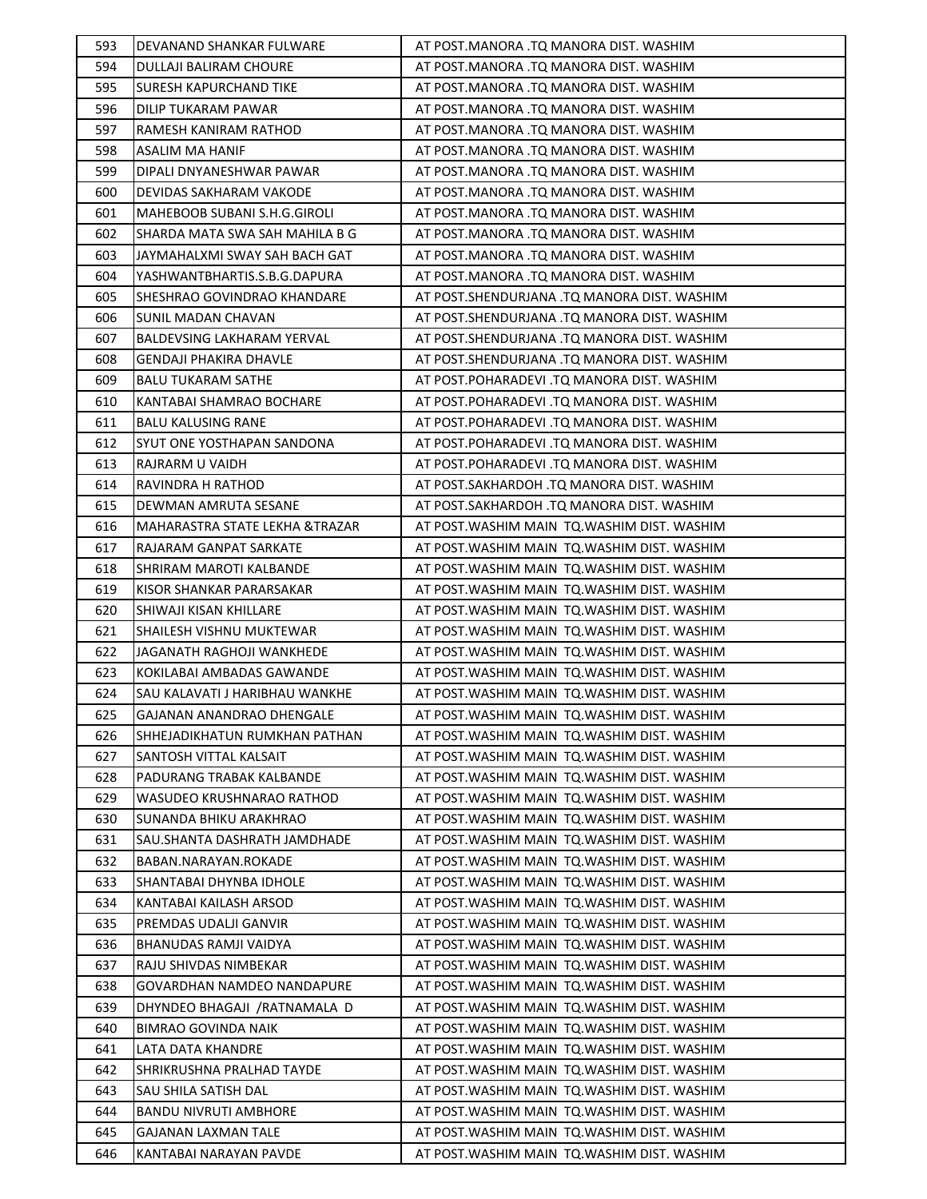| | | |
|---|---|---|
| 593 | DEVANAND SHANKAR FULWARE | AT POST.MANORA .TQ MANORA DIST. WASHIM |
| 594 | DULLAJI BALIRAM CHOURE | AT POST.MANORA .TQ MANORA DIST. WASHIM |
| 595 | SURESH KAPURCHAND TIKE | AT POST.MANORA .TQ MANORA DIST. WASHIM |
| 596 | DILIP TUKARAM PAWAR | AT POST.MANORA .TQ MANORA DIST. WASHIM |
| 597 | RAMESH KANIRAM RATHOD | AT POST.MANORA .TQ MANORA DIST. WASHIM |
| 598 | ASALIM MA HANIF | AT POST.MANORA .TQ MANORA DIST. WASHIM |
| 599 | DIPALI DNYANESHWAR PAWAR | AT POST.MANORA .TQ MANORA DIST. WASHIM |
| 600 | DEVIDAS SAKHARAM VAKODE | AT POST.MANORA .TQ MANORA DIST. WASHIM |
| 601 | MAHEBOOB SUBANI S.H.G.GIROLI | AT POST.MANORA .TQ MANORA DIST. WASHIM |
| 602 | SHARDA MATA SWA SAH MAHILA B G | AT POST.MANORA .TQ MANORA DIST. WASHIM |
| 603 | JAYMAHALXMI SWAY SAH BACH GAT | AT POST.MANORA .TQ MANORA DIST. WASHIM |
| 604 | YASHWANTBHARTIS.S.B.G.DAPURA | AT POST.MANORA .TQ MANORA DIST. WASHIM |
| 605 | SHESHRAO GOVINDRAO KHANDARE | AT POST.SHENDURJANA .TQ MANORA DIST. WASHIM |
| 606 | SUNIL MADAN CHAVAN | AT POST.SHENDURJANA .TQ MANORA DIST. WASHIM |
| 607 | BALDEVSING LAKHARAM YERVAL | AT POST.SHENDURJANA .TQ MANORA DIST. WASHIM |
| 608 | GENDAJI PHAKIRA DHAVLE | AT POST.SHENDURJANA .TQ MANORA DIST. WASHIM |
| 609 | BALU TUKARAM SATHE | AT POST.POHARADEVI .TQ MANORA DIST. WASHIM |
| 610 | KANTABAI SHAMRAO BOCHARE | AT POST.POHARADEVI .TQ MANORA DIST. WASHIM |
| 611 | BALU KALUSING RANE | AT POST.POHARADEVI .TQ MANORA DIST. WASHIM |
| 612 | SYUT ONE YOSTHAPAN SANDONA | AT POST.POHARADEVI .TQ MANORA DIST. WASHIM |
| 613 | RAJRARM U VAIDH | AT POST.POHARADEVI .TQ MANORA DIST. WASHIM |
| 614 | RAVINDRA H RATHOD | AT POST.SAKHARDOH .TQ MANORA DIST. WASHIM |
| 615 | DEWMAN AMRUTA SESANE | AT POST.SAKHARDOH .TQ MANORA DIST. WASHIM |
| 616 | MAHARASTRA STATE LEKHA &TRAZAR | AT POST.WASHIM MAIN TQ.WASHIM DIST. WASHIM |
| 617 | RAJARAM GANPAT SARKATE | AT POST.WASHIM MAIN TQ.WASHIM DIST. WASHIM |
| 618 | SHRIRAM MAROTI KALBANDE | AT POST.WASHIM MAIN TQ.WASHIM DIST. WASHIM |
| 619 | KISOR SHANKAR PARARSAKAR | AT POST.WASHIM MAIN TQ.WASHIM DIST. WASHIM |
| 620 | SHIWAJI KISAN KHILLARE | AT POST.WASHIM MAIN TQ.WASHIM DIST. WASHIM |
| 621 | SHAILESH VISHNU MUKTEWAR | AT POST.WASHIM MAIN TQ.WASHIM DIST. WASHIM |
| 622 | JAGANATH RAGHOJI WANKHEDE | AT POST.WASHIM MAIN TQ.WASHIM DIST. WASHIM |
| 623 | KOKILABAI AMBADAS GAWANDE | AT POST.WASHIM MAIN TQ.WASHIM DIST. WASHIM |
| 624 | SAU KALAVATI J HARIBHAU WANKHE | AT POST.WASHIM MAIN TQ.WASHIM DIST. WASHIM |
| 625 | GAJANAN ANANDRAO DHENGALE | AT POST.WASHIM MAIN TQ.WASHIM DIST. WASHIM |
| 626 | SHHEJADIKHATUN RUMKHAN PATHAN | AT POST.WASHIM MAIN TQ.WASHIM DIST. WASHIM |
| 627 | SANTOSH VITTAL KALSAIT | AT POST.WASHIM MAIN TQ.WASHIM DIST. WASHIM |
| 628 | PADURANG TRABAK KALBANDE | AT POST.WASHIM MAIN TQ.WASHIM DIST. WASHIM |
| 629 | WASUDEO KRUSHNARAO RATHOD | AT POST.WASHIM MAIN TQ.WASHIM DIST. WASHIM |
| 630 | SUNANDA BHIKU ARAKHRAO | AT POST.WASHIM MAIN TQ.WASHIM DIST. WASHIM |
| 631 | SAU.SHANTA DASHRATH JAMDHADE | AT POST.WASHIM MAIN TQ.WASHIM DIST. WASHIM |
| 632 | BABAN.NARAYAN.ROKADE | AT POST.WASHIM MAIN TQ.WASHIM DIST. WASHIM |
| 633 | SHANTABAI DHYNBA IDHOLE | AT POST.WASHIM MAIN TQ.WASHIM DIST. WASHIM |
| 634 | KANTABAI KAILASH ARSOD | AT POST.WASHIM MAIN TQ.WASHIM DIST. WASHIM |
| 635 | PREMDAS UDALJI GANVIR | AT POST.WASHIM MAIN TQ.WASHIM DIST. WASHIM |
| 636 | BHANUDAS RAMJI VAIDYA | AT POST.WASHIM MAIN TQ.WASHIM DIST. WASHIM |
| 637 | RAJU SHIVDAS NIMBEKAR | AT POST.WASHIM MAIN TQ.WASHIM DIST. WASHIM |
| 638 | GOVARDHAN NAMDEO NANDAPURE | AT POST.WASHIM MAIN TQ.WASHIM DIST. WASHIM |
| 639 | DHYNDEO BHAGAJI /RATNAMALA D | AT POST.WASHIM MAIN TQ.WASHIM DIST. WASHIM |
| 640 | BIMRAO GOVINDA NAIK | AT POST.WASHIM MAIN TQ.WASHIM DIST. WASHIM |
| 641 | LATA DATA KHANDRE | AT POST.WASHIM MAIN TQ.WASHIM DIST. WASHIM |
| 642 | SHRIKRUSHNA PRALHAD TAYDE | AT POST.WASHIM MAIN TQ.WASHIM DIST. WASHIM |
| 643 | SAU SHILA SATISH DAL | AT POST.WASHIM MAIN TQ.WASHIM DIST. WASHIM |
| 644 | BANDU NIVRUTI AMBHORE | AT POST.WASHIM MAIN TQ.WASHIM DIST. WASHIM |
| 645 | GAJANAN LAXMAN TALE | AT POST.WASHIM MAIN TQ.WASHIM DIST. WASHIM |
| 646 | KANTABAI NARAYAN PAVDE | AT POST.WASHIM MAIN TQ.WASHIM DIST. WASHIM |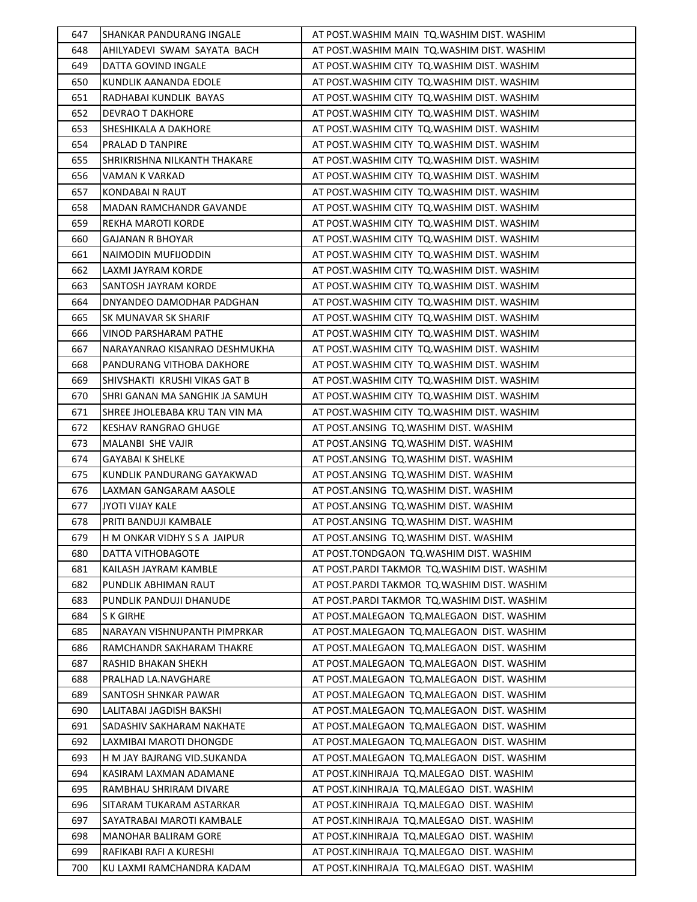| 647 | SHANKAR PANDURANG INGALE | AT POST.WASHIM MAIN TQ.WASHIM DIST. WASHIM |
|---|---|---|
| 648 | AHILYADEVI SWAM SAYATA BACH | AT POST.WASHIM MAIN TQ.WASHIM DIST. WASHIM |
| 649 | DATTA GOVIND INGALE | AT POST.WASHIM CITY TQ.WASHIM DIST. WASHIM |
| 650 | KUNDLIK AANANDA EDOLE | AT POST.WASHIM CITY TQ.WASHIM DIST. WASHIM |
| 651 | RADHABAI KUNDLIK BAYAS | AT POST.WASHIM CITY TQ.WASHIM DIST. WASHIM |
| 652 | DEVRAO T DAKHORE | AT POST.WASHIM CITY TQ.WASHIM DIST. WASHIM |
| 653 | SHESHIKALA A DAKHORE | AT POST.WASHIM CITY TQ.WASHIM DIST. WASHIM |
| 654 | PRALAD D TANPIRE | AT POST.WASHIM CITY TQ.WASHIM DIST. WASHIM |
| 655 | SHRIKRISHNA NILKANTH THAKARE | AT POST.WASHIM CITY TQ.WASHIM DIST. WASHIM |
| 656 | VAMAN K VARKAD | AT POST.WASHIM CITY TQ.WASHIM DIST. WASHIM |
| 657 | KONDABAI N RAUT | AT POST.WASHIM CITY TQ.WASHIM DIST. WASHIM |
| 658 | MADAN RAMCHANDR GAVANDE | AT POST.WASHIM CITY TQ.WASHIM DIST. WASHIM |
| 659 | REKHA MAROTI KORDE | AT POST.WASHIM CITY TQ.WASHIM DIST. WASHIM |
| 660 | GAJANAN R BHOYAR | AT POST.WASHIM CITY TQ.WASHIM DIST. WASHIM |
| 661 | NAIMODIN MUFIJODDIN | AT POST.WASHIM CITY TQ.WASHIM DIST. WASHIM |
| 662 | LAXMI JAYRAM KORDE | AT POST.WASHIM CITY TQ.WASHIM DIST. WASHIM |
| 663 | SANTOSH JAYRAM KORDE | AT POST.WASHIM CITY TQ.WASHIM DIST. WASHIM |
| 664 | DNYANDEO DAMODHAR PADGHAN | AT POST.WASHIM CITY TQ.WASHIM DIST. WASHIM |
| 665 | SK MUNAVAR SK SHARIF | AT POST.WASHIM CITY TQ.WASHIM DIST. WASHIM |
| 666 | VINOD PARSHARAM PATHE | AT POST.WASHIM CITY TQ.WASHIM DIST. WASHIM |
| 667 | NARAYANRAO KISANRAO DESHMUKHA | AT POST.WASHIM CITY TQ.WASHIM DIST. WASHIM |
| 668 | PANDURANG VITHOBA DAKHORE | AT POST.WASHIM CITY TQ.WASHIM DIST. WASHIM |
| 669 | SHIVSHAKTI KRUSHI VIKAS GAT B | AT POST.WASHIM CITY TQ.WASHIM DIST. WASHIM |
| 670 | SHRI GANAN MA SANGHIK JA SAMUH | AT POST.WASHIM CITY TQ.WASHIM DIST. WASHIM |
| 671 | SHREE JHOLEBABA KRU TAN VIN MA | AT POST.WASHIM CITY TQ.WASHIM DIST. WASHIM |
| 672 | KESHAV RANGRAO GHUGE | AT POST.ANSING TQ.WASHIM DIST. WASHIM |
| 673 | MALANBI SHE VAJIR | AT POST.ANSING TQ.WASHIM DIST. WASHIM |
| 674 | GAYABAI K SHELKE | AT POST.ANSING TQ.WASHIM DIST. WASHIM |
| 675 | KUNDLIK PANDURANG GAYAKWAD | AT POST.ANSING TQ.WASHIM DIST. WASHIM |
| 676 | LAXMAN GANGARAM AASOLE | AT POST.ANSING TQ.WASHIM DIST. WASHIM |
| 677 | JYOTI VIJAY KALE | AT POST.ANSING TQ.WASHIM DIST. WASHIM |
| 678 | PRITI BANDUJI KAMBALE | AT POST.ANSING TQ.WASHIM DIST. WASHIM |
| 679 | H M ONKAR VIDHY S S A JAIPUR | AT POST.ANSING TQ.WASHIM DIST. WASHIM |
| 680 | DATTA VITHOBAGOTE | AT POST.TONDGAON TQ.WASHIM DIST. WASHIM |
| 681 | KAILASH JAYRAM KAMBLE | AT POST.PARDI TAKMOR TQ.WASHIM DIST. WASHIM |
| 682 | PUNDLIK ABHIMAN RAUT | AT POST.PARDI TAKMOR TQ.WASHIM DIST. WASHIM |
| 683 | PUNDLIK PANDUJI DHANUDE | AT POST.PARDI TAKMOR TQ.WASHIM DIST. WASHIM |
| 684 | S K GIRHE | AT POST.MALEGAON TQ.MALEGAON DIST. WASHIM |
| 685 | NARAYAN VISHNUPANTH PIMPRKAR | AT POST.MALEGAON TQ.MALEGAON DIST. WASHIM |
| 686 | RAMCHANDR SAKHARAM THAKRE | AT POST.MALEGAON TQ.MALEGAON DIST. WASHIM |
| 687 | RASHID BHAKAN SHEKH | AT POST.MALEGAON TQ.MALEGAON DIST. WASHIM |
| 688 | PRALHAD LA.NAVGHARE | AT POST.MALEGAON TQ.MALEGAON DIST. WASHIM |
| 689 | SANTOSH SHNKAR PAWAR | AT POST.MALEGAON TQ.MALEGAON DIST. WASHIM |
| 690 | LALITABAI JAGDISH BAKSHI | AT POST.MALEGAON TQ.MALEGAON DIST. WASHIM |
| 691 | SADASHIV SAKHARAM NAKHATE | AT POST.MALEGAON TQ.MALEGAON DIST. WASHIM |
| 692 | LAXMIBAI MAROTI DHONGDE | AT POST.MALEGAON TQ.MALEGAON DIST. WASHIM |
| 693 | H M JAY BAJRANG VID.SUKANDA | AT POST.MALEGAON TQ.MALEGAON DIST. WASHIM |
| 694 | KASIRAM LAXMAN ADAMANE | AT POST.KINHIRAJA TQ.MALEGAO DIST. WASHIM |
| 695 | RAMBHAU SHRIRAM DIVARE | AT POST.KINHIRAJA TQ.MALEGAO DIST. WASHIM |
| 696 | SITARAM TUKARAM ASTARKAR | AT POST.KINHIRAJA TQ.MALEGAO DIST. WASHIM |
| 697 | SAYATRABAI MAROTI KAMBALE | AT POST.KINHIRAJA TQ.MALEGAO DIST. WASHIM |
| 698 | MANOHAR BALIRAM GORE | AT POST.KINHIRAJA TQ.MALEGAO DIST. WASHIM |
| 699 | RAFIKABI RAFI A KURESHI | AT POST.KINHIRAJA TQ.MALEGAO DIST. WASHIM |
| 700 | KU LAXMI RAMCHANDRA KADAM | AT POST.KINHIRAJA TQ.MALEGAO DIST. WASHIM |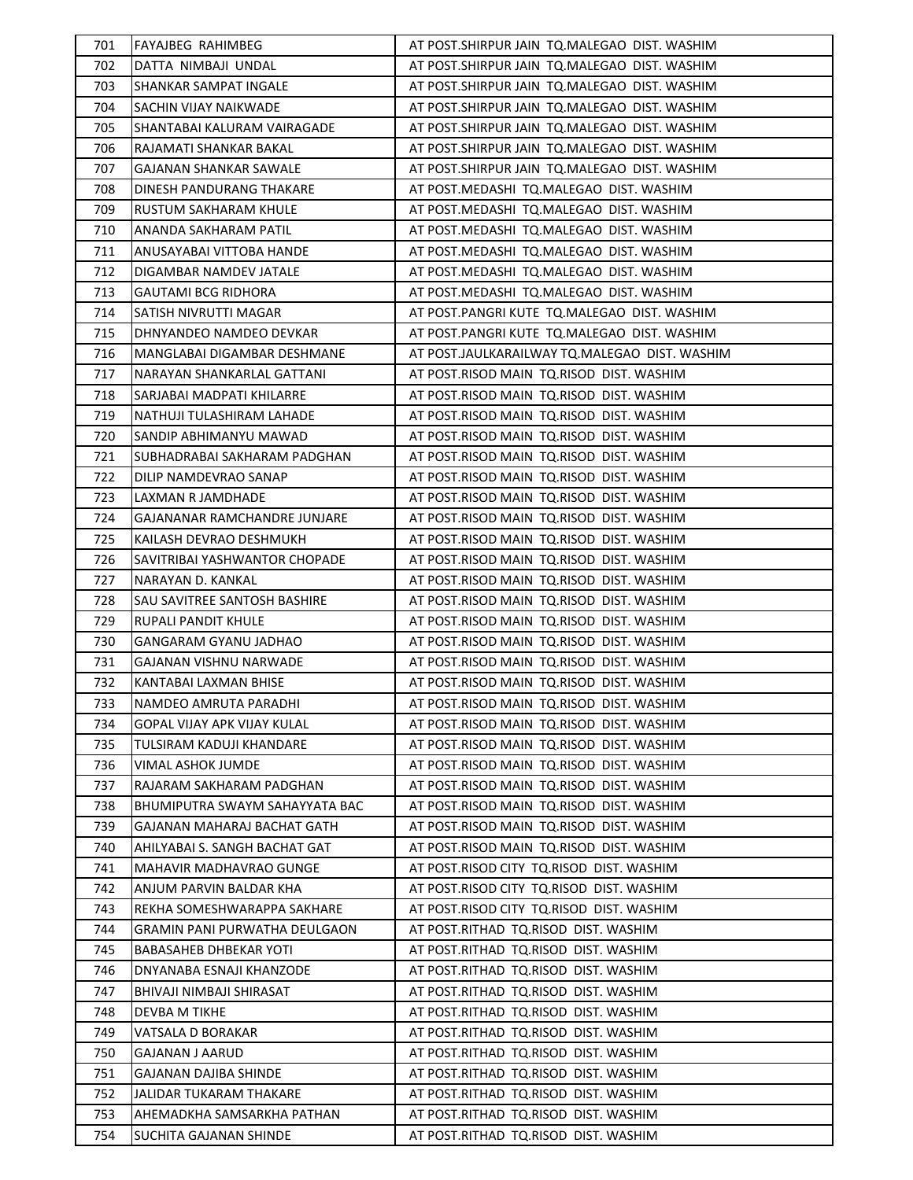| 701 | FAYAJBEG RAHIMBEG | AT POST.SHIRPUR JAIN TQ.MALEGAO DIST. WASHIM |
|---|---|---|
| 702 | DATTA NIMBAJI UNDAL | AT POST.SHIRPUR JAIN TQ.MALEGAO DIST. WASHIM |
| 703 | SHANKAR SAMPAT INGALE | AT POST.SHIRPUR JAIN TQ.MALEGAO DIST. WASHIM |
| 704 | SACHIN VIJAY NAIKWADE | AT POST.SHIRPUR JAIN TQ.MALEGAO DIST. WASHIM |
| 705 | SHANTABAI KALURAM VAIRAGADE | AT POST.SHIRPUR JAIN TQ.MALEGAO DIST. WASHIM |
| 706 | RAJAMATI SHANKAR BAKAL | AT POST.SHIRPUR JAIN TQ.MALEGAO DIST. WASHIM |
| 707 | GAJANAN SHANKAR SAWALE | AT POST.SHIRPUR JAIN TQ.MALEGAO DIST. WASHIM |
| 708 | DINESH PANDURANG THAKARE | AT POST.MEDASHI TQ.MALEGAO DIST. WASHIM |
| 709 | RUSTUM SAKHARAM KHULE | AT POST.MEDASHI TQ.MALEGAO DIST. WASHIM |
| 710 | ANANDA SAKHARAM PATIL | AT POST.MEDASHI TQ.MALEGAO DIST. WASHIM |
| 711 | ANUSAYABAI VITTOBA HANDE | AT POST.MEDASHI TQ.MALEGAO DIST. WASHIM |
| 712 | DIGAMBAR NAMDEV JATALE | AT POST.MEDASHI TQ.MALEGAO DIST. WASHIM |
| 713 | GAUTAMI BCG RIDHORA | AT POST.MEDASHI TQ.MALEGAO DIST. WASHIM |
| 714 | SATISH NIVRUTTI MAGAR | AT POST.PANGRI KUTE TQ.MALEGAO DIST. WASHIM |
| 715 | DHNYANDEO NAMDEO DEVKAR | AT POST.PANGRI KUTE TQ.MALEGAO DIST. WASHIM |
| 716 | MANGLABAI DIGAMBAR DESHMANE | AT POST.JAULKARAILWAY TQ.MALEGAO DIST. WASHIM |
| 717 | NARAYAN SHANKARLAL GATTANI | AT POST.RISOD MAIN TQ.RISOD DIST. WASHIM |
| 718 | SARJABAI MADPATI KHILARRE | AT POST.RISOD MAIN TQ.RISOD DIST. WASHIM |
| 719 | NATHUJI TULASHIRAM LAHADE | AT POST.RISOD MAIN TQ.RISOD DIST. WASHIM |
| 720 | SANDIP ABHIMANYU MAWAD | AT POST.RISOD MAIN TQ.RISOD DIST. WASHIM |
| 721 | SUBHADRABAI SAKHARAM PADGHAN | AT POST.RISOD MAIN TQ.RISOD DIST. WASHIM |
| 722 | DILIP NAMDEVRAO SANAP | AT POST.RISOD MAIN TQ.RISOD DIST. WASHIM |
| 723 | LAXMAN R JAMDHADE | AT POST.RISOD MAIN TQ.RISOD DIST. WASHIM |
| 724 | GAJANANAR RAMCHANDRE JUNJARE | AT POST.RISOD MAIN TQ.RISOD DIST. WASHIM |
| 725 | KAILASH DEVRAO DESHMUKH | AT POST.RISOD MAIN TQ.RISOD DIST. WASHIM |
| 726 | SAVITRIBAI YASHWANTOR CHOPADE | AT POST.RISOD MAIN TQ.RISOD DIST. WASHIM |
| 727 | NARAYAN D. KANKAL | AT POST.RISOD MAIN TQ.RISOD DIST. WASHIM |
| 728 | SAU SAVITREE SANTOSH BASHIRE | AT POST.RISOD MAIN TQ.RISOD DIST. WASHIM |
| 729 | RUPALI PANDIT KHULE | AT POST.RISOD MAIN TQ.RISOD DIST. WASHIM |
| 730 | GANGARAM GYANU JADHAO | AT POST.RISOD MAIN TQ.RISOD DIST. WASHIM |
| 731 | GAJANAN VISHNU NARWADE | AT POST.RISOD MAIN TQ.RISOD DIST. WASHIM |
| 732 | KANTABAI LAXMAN BHISE | AT POST.RISOD MAIN TQ.RISOD DIST. WASHIM |
| 733 | NAMDEO AMRUTA PARADHI | AT POST.RISOD MAIN TQ.RISOD DIST. WASHIM |
| 734 | GOPAL VIJAY APK VIJAY KULAL | AT POST.RISOD MAIN TQ.RISOD DIST. WASHIM |
| 735 | TULSIRAM KADUJI KHANDARE | AT POST.RISOD MAIN TQ.RISOD DIST. WASHIM |
| 736 | VIMAL ASHOK JUMDE | AT POST.RISOD MAIN TQ.RISOD DIST. WASHIM |
| 737 | RAJARAM SAKHARAM PADGHAN | AT POST.RISOD MAIN TQ.RISOD DIST. WASHIM |
| 738 | BHUMIPUTRA SWAYM SAHAYYATA BAC | AT POST.RISOD MAIN TQ.RISOD DIST. WASHIM |
| 739 | GAJANAN MAHARAJ BACHAT GATH | AT POST.RISOD MAIN TQ.RISOD DIST. WASHIM |
| 740 | AHILYABAI S. SANGH BACHAT GAT | AT POST.RISOD MAIN TQ.RISOD DIST. WASHIM |
| 741 | MAHAVIR MADHAVRAO GUNGE | AT POST.RISOD CITY TQ.RISOD DIST. WASHIM |
| 742 | ANJUM PARVIN BALDAR KHA | AT POST.RISOD CITY TQ.RISOD DIST. WASHIM |
| 743 | REKHA SOMESHWARAPPA SAKHARE | AT POST.RISOD CITY TQ.RISOD DIST. WASHIM |
| 744 | GRAMIN PANI PURWATHA DEULGAON | AT POST.RITHAD TQ.RISOD DIST. WASHIM |
| 745 | BABASAHEB DHBEKAR YOTI | AT POST.RITHAD TQ.RISOD DIST. WASHIM |
| 746 | DNYANABA ESNAJI KHANZODE | AT POST.RITHAD TQ.RISOD DIST. WASHIM |
| 747 | BHIVAJI NIMBAJI SHIRASAT | AT POST.RITHAD TQ.RISOD DIST. WASHIM |
| 748 | DEVBA M TIKHE | AT POST.RITHAD TQ.RISOD DIST. WASHIM |
| 749 | VATSALA D BORAKAR | AT POST.RITHAD TQ.RISOD DIST. WASHIM |
| 750 | GAJANAN J AARUD | AT POST.RITHAD TQ.RISOD DIST. WASHIM |
| 751 | GAJANAN DAJIBA SHINDE | AT POST.RITHAD TQ.RISOD DIST. WASHIM |
| 752 | JALIDAR TUKARAM THAKARE | AT POST.RITHAD TQ.RISOD DIST. WASHIM |
| 753 | AHEMADKHA SAMSARKHA PATHAN | AT POST.RITHAD TQ.RISOD DIST. WASHIM |
| 754 | SUCHITA GAJANAN SHINDE | AT POST.RITHAD TQ.RISOD DIST. WASHIM |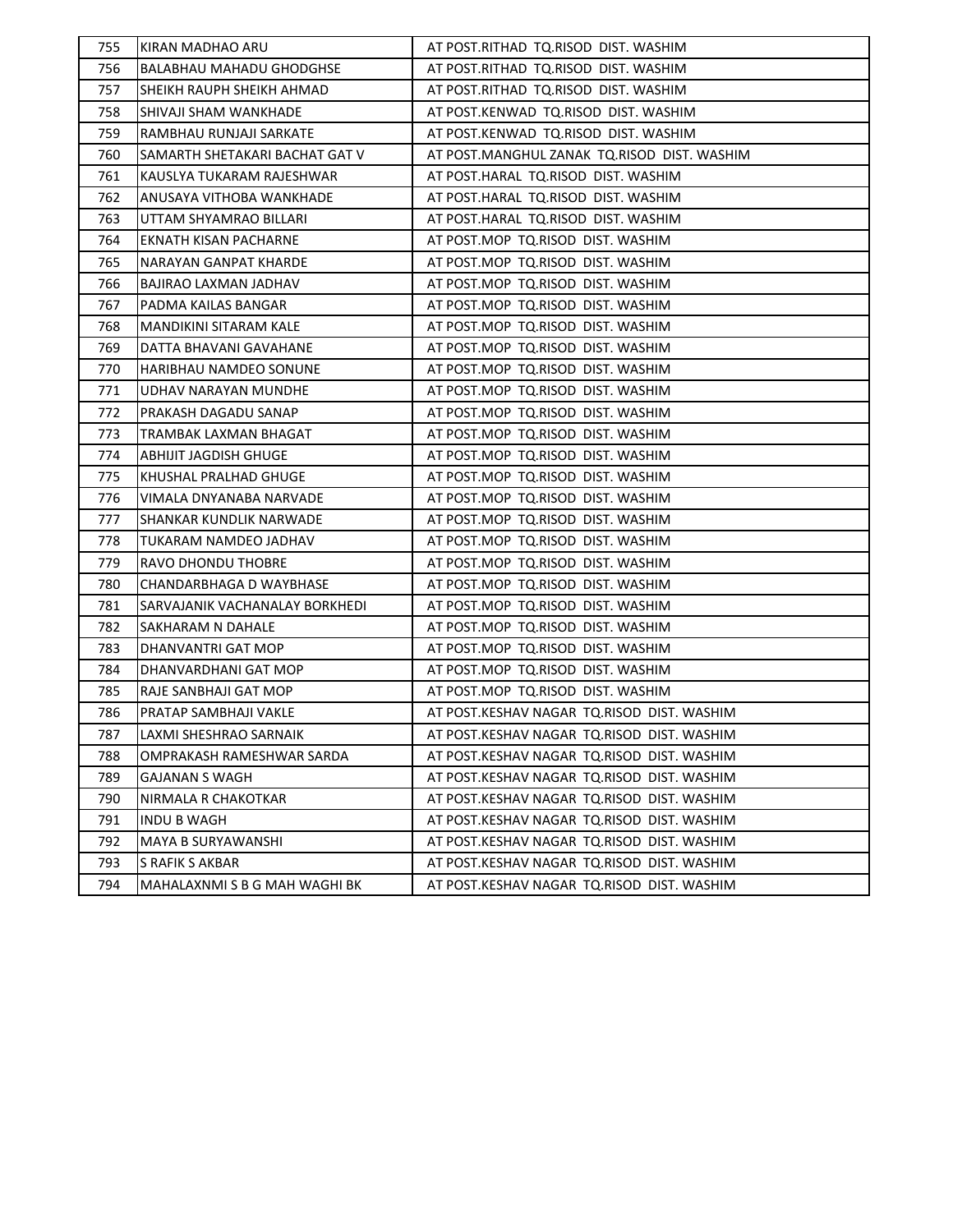| | | |
|---|---|---|
| 755 | KIRAN MADHAO ARU | AT POST.RITHAD TQ.RISOD DIST. WASHIM |
| 756 | BALABHAU MAHADU GHODGHSE | AT POST.RITHAD TQ.RISOD DIST. WASHIM |
| 757 | SHEIKH RAUPH SHEIKH AHMAD | AT POST.RITHAD TQ.RISOD DIST. WASHIM |
| 758 | SHIVAJI SHAM WANKHADE | AT POST.KENWAD TQ.RISOD DIST. WASHIM |
| 759 | RAMBHAU RUNJAJI SARKATE | AT POST.KENWAD TQ.RISOD DIST. WASHIM |
| 760 | SAMARTH SHETAKARI BACHAT GAT V | AT POST.MANGHUL ZANAK TQ.RISOD DIST. WASHIM |
| 761 | KAUSLYA TUKARAM RAJESHWAR | AT POST.HARAL TQ.RISOD DIST. WASHIM |
| 762 | ANUSAYA VITHOBA WANKHADE | AT POST.HARAL TQ.RISOD DIST. WASHIM |
| 763 | UTTAM SHYAMRAO BILLARI | AT POST.HARAL TQ.RISOD DIST. WASHIM |
| 764 | EKNATH KISAN PACHARNE | AT POST.MOP TQ.RISOD DIST. WASHIM |
| 765 | NARAYAN GANPAT KHARDE | AT POST.MOP TQ.RISOD DIST. WASHIM |
| 766 | BAJIRAO LAXMAN JADHAV | AT POST.MOP TQ.RISOD DIST. WASHIM |
| 767 | PADMA KAILAS BANGAR | AT POST.MOP TQ.RISOD DIST. WASHIM |
| 768 | MANDIKINI SITARAM KALE | AT POST.MOP TQ.RISOD DIST. WASHIM |
| 769 | DATTA BHAVANI GAVAHANE | AT POST.MOP TQ.RISOD DIST. WASHIM |
| 770 | HARIBHAU NAMDEO SONUNE | AT POST.MOP TQ.RISOD DIST. WASHIM |
| 771 | UDHAV NARAYAN MUNDHE | AT POST.MOP TQ.RISOD DIST. WASHIM |
| 772 | PRAKASH DAGADU SANAP | AT POST.MOP TQ.RISOD DIST. WASHIM |
| 773 | TRAMBAK LAXMAN BHAGAT | AT POST.MOP TQ.RISOD DIST. WASHIM |
| 774 | ABHIJIT JAGDISH GHUGE | AT POST.MOP TQ.RISOD DIST. WASHIM |
| 775 | KHUSHAL PRALHAD GHUGE | AT POST.MOP TQ.RISOD DIST. WASHIM |
| 776 | VIMALA DNYANABA NARVADE | AT POST.MOP TQ.RISOD DIST. WASHIM |
| 777 | SHANKAR KUNDLIK NARWADE | AT POST.MOP TQ.RISOD DIST. WASHIM |
| 778 | TUKARAM NAMDEO JADHAV | AT POST.MOP TQ.RISOD DIST. WASHIM |
| 779 | RAVO DHONDU THOBRE | AT POST.MOP TQ.RISOD DIST. WASHIM |
| 780 | CHANDARBHAGA D WAYBHASE | AT POST.MOP TQ.RISOD DIST. WASHIM |
| 781 | SARVAJANIK VACHANALAY BORKHEDI | AT POST.MOP TQ.RISOD DIST. WASHIM |
| 782 | SAKHARAM N DAHALE | AT POST.MOP TQ.RISOD DIST. WASHIM |
| 783 | DHANVANTRI GAT MOP | AT POST.MOP TQ.RISOD DIST. WASHIM |
| 784 | DHANVARDHANI GAT MOP | AT POST.MOP TQ.RISOD DIST. WASHIM |
| 785 | RAJE SANBHAJI GAT MOP | AT POST.MOP TQ.RISOD DIST. WASHIM |
| 786 | PRATAP SAMBHAJI VAKLE | AT POST.KESHAV NAGAR TQ.RISOD DIST. WASHIM |
| 787 | LAXMI SHESHRAO SARNAIK | AT POST.KESHAV NAGAR TQ.RISOD DIST. WASHIM |
| 788 | OMPRAKASH RAMESHWAR SARDA | AT POST.KESHAV NAGAR TQ.RISOD DIST. WASHIM |
| 789 | GAJANAN S WAGH | AT POST.KESHAV NAGAR TQ.RISOD DIST. WASHIM |
| 790 | NIRMALA R CHAKOTKAR | AT POST.KESHAV NAGAR TQ.RISOD DIST. WASHIM |
| 791 | INDU B WAGH | AT POST.KESHAV NAGAR TQ.RISOD DIST. WASHIM |
| 792 | MAYA B SURYAWANSHI | AT POST.KESHAV NAGAR TQ.RISOD DIST. WASHIM |
| 793 | S RAFIK S AKBAR | AT POST.KESHAV NAGAR TQ.RISOD DIST. WASHIM |
| 794 | MAHALAXNMI S B G MAH WAGHI BK | AT POST.KESHAV NAGAR TQ.RISOD DIST. WASHIM |